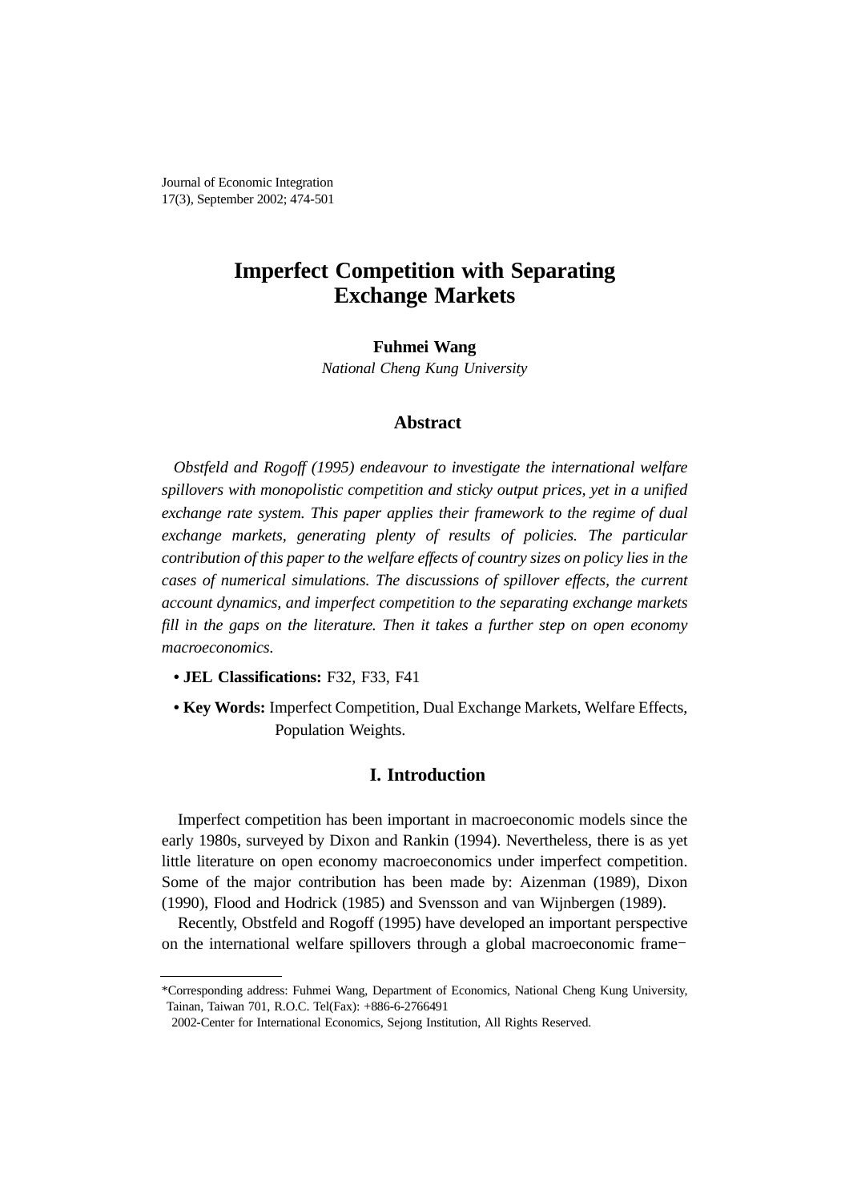# Imperfect Competition with Separating Exchange Markets

**Fuhmei Wang**

*National Cheng Kung University*

## Abstract

*Obstfeld and Rogoff (1995) endeavour to investigate the international welfare spillovers with monopolistic competition and sticky output prices, yet in a unified exchange rate system. This paper applies their framework to the regime of dual exchange markets, generating plenty of results of policies. The particular contribution of this paper to the welfare effects of country sizes on policy lies in the cases of numerical simulations. The discussions of spillover effects, the current account dynamics, and imperfect competition to the separating exchange markets fill in the gaps on the literature. Then it takes a further step on open economy macroeconomics.*

- **JEL Classifications:** F32, F33, F41
- **Key Words:** Imperfect Competition, Dual Exchange Markets, Welfare Effects, Population Weights.

## I. Introduction

Imperfect competition has been important in macroeconomic models since the early 1980s, surveyed by Dixon and Rankin (1994). Nevertheless, there is as yet little literature on open economy macroeconomics under imperfect competition. Some of the major contribution has been made by: Aizenman (1989), Dixon (1990), Flood and Hodrick (1985) and Svensson and van Wijnbergen (1989).

Recently, Obstfeld and Rogoff (1995) have developed an important perspective on the international welfare spillovers through a global macroeconomic frame-

*Corresponding address: Fuhmei Wang, Department of Economics, National Cheng Kung University, Tainan, Taiwan 701, R.O.C. Tel(Fax): +886-6-2766491

2002-Center for International Economics, Sejong Institution, All Rights Reserved.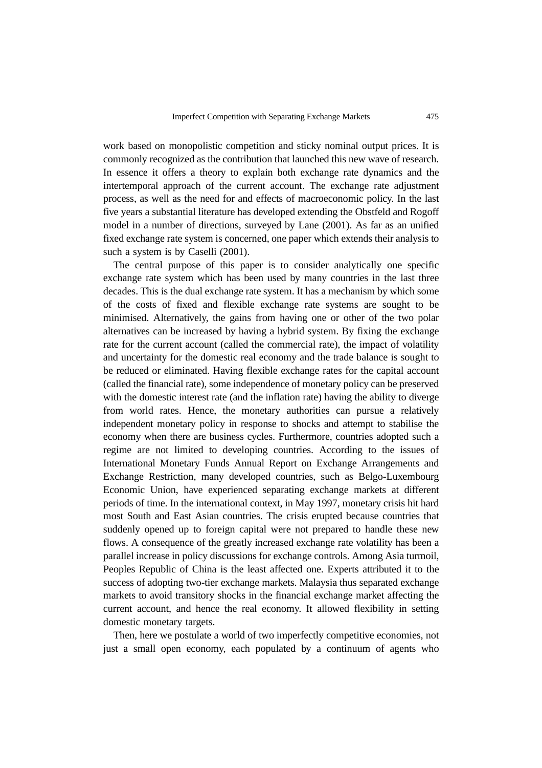work based on monopolistic competition and sticky nominal output prices. It is commonly recognized as the contribution that launched this new wave of research. In essence it offers a theory to explain both exchange rate dynamics and the intertemporal approach of the current account. The exchange rate adjustment process, as well as the need for and effects of macroeconomic policy. In the last five years a substantial literature has developed extending the Obstfeld and Rogoff model in a number of directions, surveyed by Lane (2001). As far as an unified fixed exchange rate system is concerned, one paper which extends their analysis to such a system is by Caselli (2001).

The central purpose of this paper is to consider analytically one specific exchange rate system which has been used by many countries in the last three decades. This is the dual exchange rate system. It has a mechanism by which some of the costs of fixed and flexible exchange rate systems are sought to be minimised. Alternatively, the gains from having one or other of the two polar alternatives can be increased by having a hybrid system. By fixing the exchange rate for the current account (called the commercial rate), the impact of volatility and uncertainty for the domestic real economy and the trade balance is sought to be reduced or eliminated. Having flexible exchange rates for the capital account (called the financial rate), some independence of monetary policy can be preserved with the domestic interest rate (and the inflation rate) having the ability to diverge from world rates. Hence, the monetary authorities can pursue a relatively independent monetary policy in response to shocks and attempt to stabilise the economy when there are business cycles. Furthermore, countries adopted such a regime are not limited to developing countries. According to the issues of International Monetary Funds Annual Report on Exchange Arrangements and Exchange Restriction, many developed countries, such as Belgo-Luxembourg Economic Union, have experienced separating exchange markets at different periods of time. In the international context, in May 1997, monetary crisis hit hard most South and East Asian countries. The crisis erupted because countries that suddenly opened up to foreign capital were not prepared to handle these new flows. A consequence of the greatly increased exchange rate volatility has been a parallel increase in policy discussions for exchange controls. Among Asia turmoil, Peoples Republic of China is the least affected one. Experts attributed it to the success of adopting two-tier exchange markets. Malaysia thus separated exchange markets to avoid transitory shocks in the financial exchange market affecting the current account, and hence the real economy. It allowed flexibility in setting domestic monetary targets.

Then, here we postulate a world of two imperfectly competitive economies, not just a small open economy, each populated by a continuum of agents who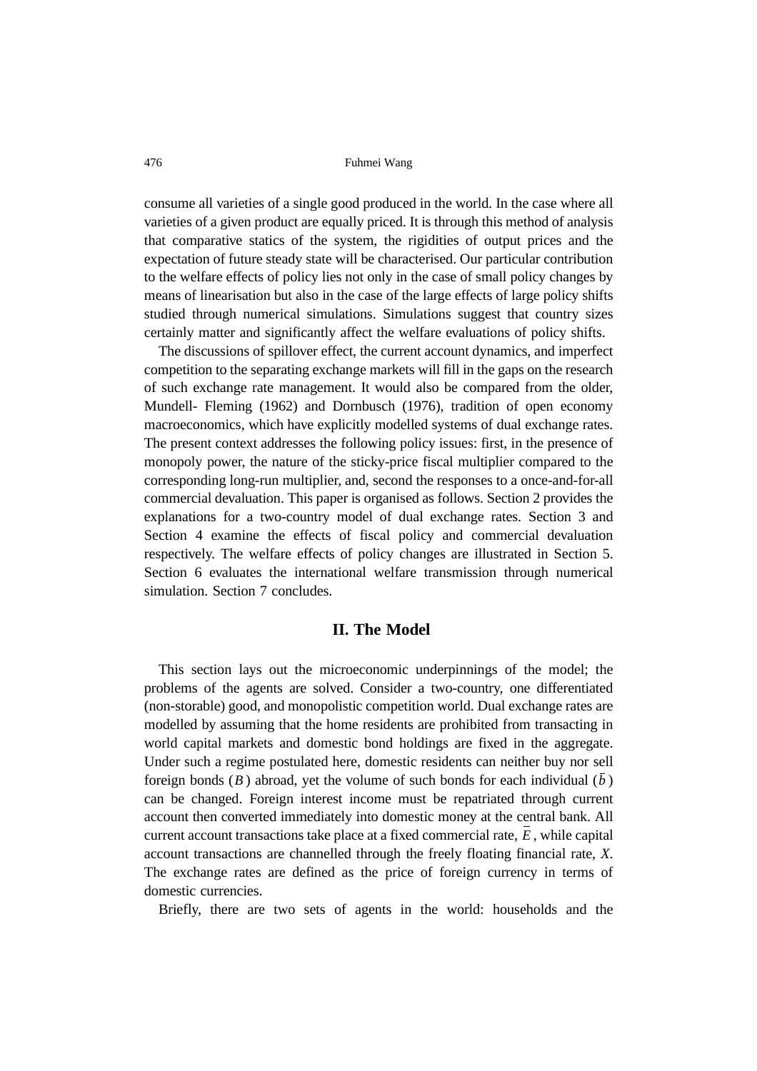consume all varieties of a single good produced in the world. In the case where all varieties of a given product are equally priced. It is through this method of analysis that comparative statics of the system, the rigidities of output prices and the expectation of future steady state will be characterised. Our particular contribution to the welfare effects of policy lies not only in the case of small policy changes by means of linearisation but also in the case of the large effects of large policy shifts studied through numerical simulations. Simulations suggest that country sizes certainly matter and significantly affect the welfare evaluations of policy shifts.

The discussions of spillover effect, the current account dynamics, and imperfect competition to the separating exchange markets will fill in the gaps on the research of such exchange rate management. It would also be compared from the older, Mundell- Fleming (1962) and Dornbusch (1976), tradition of open economy macroeconomics, which have explicitly modelled systems of dual exchange rates. The present context addresses the following policy issues: first, in the presence of monopoly power, the nature of the sticky-price fiscal multiplier compared to the corresponding long-run multiplier, and, second the responses to a once-and-for-all commercial devaluation. This paper is organised as follows. Section 2 provides the explanations for a two-country model of dual exchange rates. Section 3 and Section 4 examine the effects of fiscal policy and commercial devaluation respectively. The welfare effects of policy changes are illustrated in Section 5. Section 6 evaluates the international welfare transmission through numerical simulation. Section 7 concludes.

## II. The Model

This section lays out the microeconomic underpinnings of the model; the problems of the agents are solved. Consider a two-country, one differentiated (non-storable) good, and monopolistic competition world. Dual exchange rates are modelled by assuming that the home residents are prohibited from transacting in world capital markets and domestic bond holdings are fixed in the aggregate. Under such a regime postulated here, domestic residents can neither buy nor sell foreign bonds ($B$) abroad, yet the volume of such bonds for each individual ($\bar{b}$) can be changed. Foreign interest income must be repatriated through current account then converted immediately into domestic money at the central bank. All current account transactions take place at a fixed commercial rate, $\overline{E}$, while capital account transactions are channelled through the freely floating financial rate, $X$. The exchange rates are defined as the price of foreign currency in terms of domestic currencies.

Briefly, there are two sets of agents in the world: households and the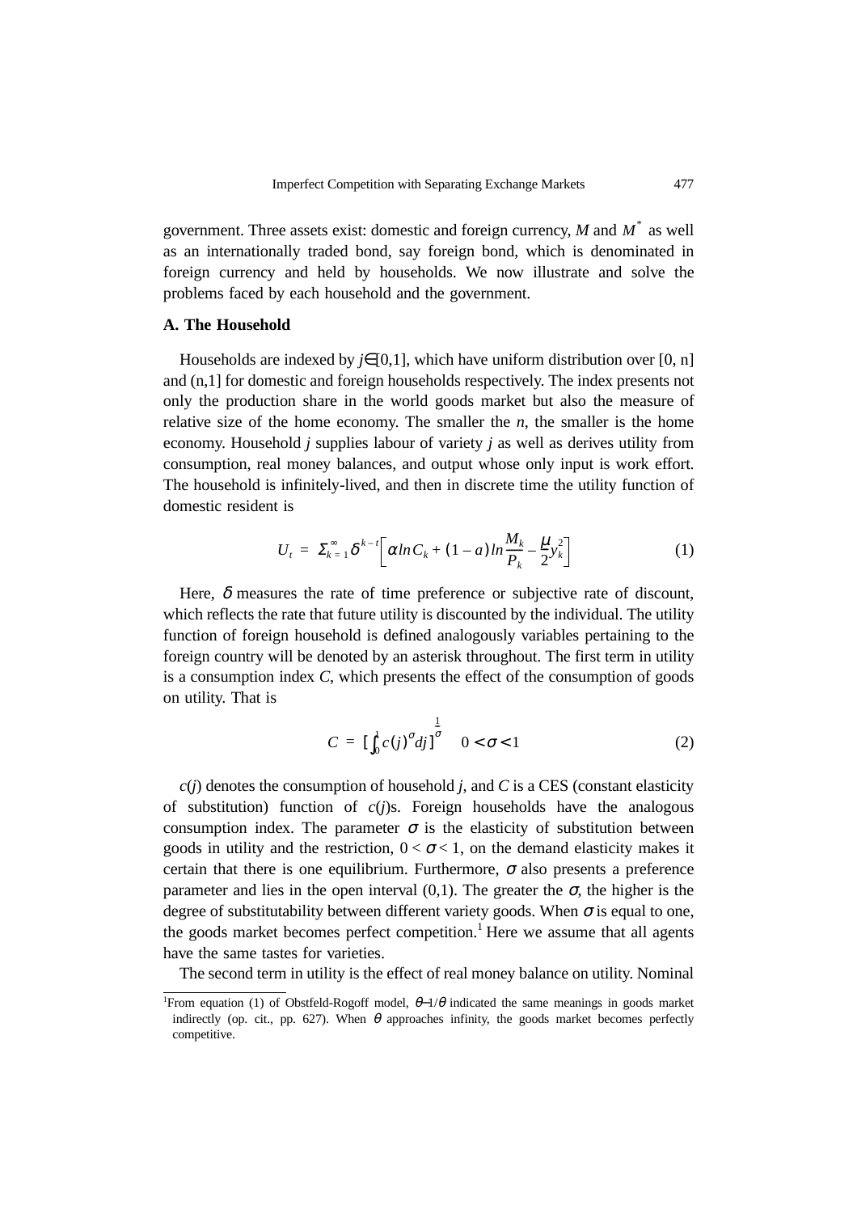government. Three assets exist: domestic and foreign currency, $M$ and $M^*$ as well as an internationally traded bond, say foreign bond, which is denominated in foreign currency and held by households. We now illustrate and solve the problems faced by each household and the government.

### A. The Household

Households are indexed by $j \in [0,1]$, which have uniform distribution over [0, n] and (n,1] for domestic and foreign households respectively. The index presents not only the production share in the world goods market but also the measure of relative size of the home economy. The smaller the $n$, the smaller is the home economy. Household $j$ supplies labour of variety $j$ as well as derives utility from consumption, real money balances, and output whose only input is work effort. The household is infinitely-lived, and then in discrete time the utility function of domestic resident is

$$U_t = \Sigma_{k=1}^{\infty} \delta^{k-t} \left[ \alpha \ln C_k + (1-a) \ln \frac{M_k}{P_k} - \frac{\mu}{2} y_k^2 \right] \tag{1}$$

Here, $\delta$ measures the rate of time preference or subjective rate of discount, which reflects the rate that future utility is discounted by the individual. The utility function of foreign household is defined analogously variables pertaining to the foreign country will be denoted by an asterisk throughout. The first term in utility is a consumption index $C$, which presents the effect of the consumption of goods on utility. That is

$$C = [\int_0^1 c(j)^{\sigma} dj]^{\frac{1}{\sigma}} \quad 0 < \sigma < 1 \tag{2}$$

$c(j)$ denotes the consumption of household $j$, and $C$ is a CES (constant elasticity of substitution) function of $c(j)$s. Foreign households have the analogous consumption index. The parameter $\sigma$ is the elasticity of substitution between goods in utility and the restriction, $0 < \sigma < 1$, on the demand elasticity makes it certain that there is one equilibrium. Furthermore, $\sigma$ also presents a preference parameter and lies in the open interval (0,1). The greater the $\sigma$, the higher is the degree of substitutability between different variety goods. When $\sigma$ is equal to one, the goods market becomes perfect competition.[1] Here we assume that all agents have the same tastes for varieties.

The second term in utility is the effect of real money balance on utility. Nominal

[1]From equation (1) of Obstfeld-Rogoff model, $\theta$–1/$\theta$ indicated the same meanings in goods market indirectly (op. cit., pp. 627). When $\theta$ approaches infinity, the goods market becomes perfectly competitive.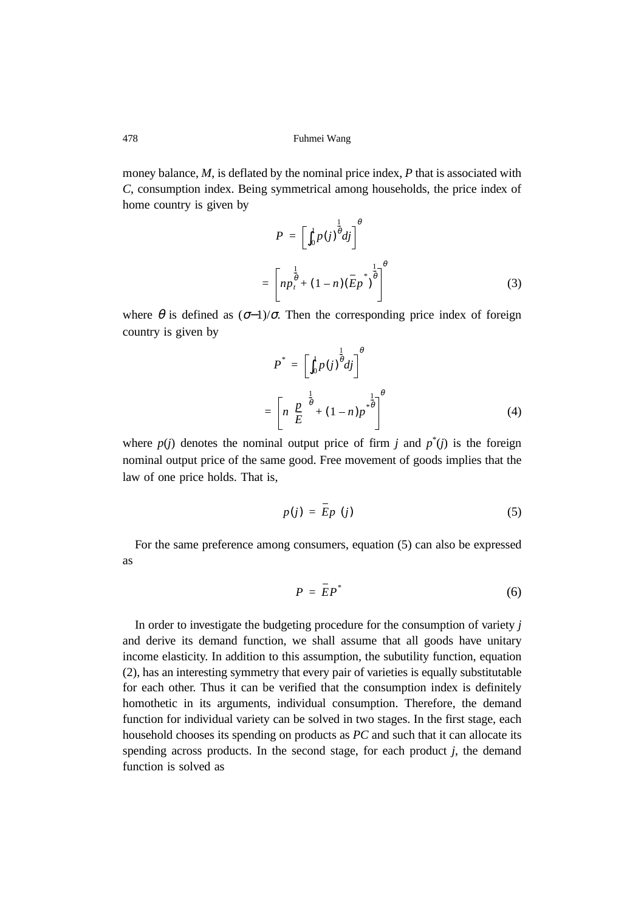money balance, $M$, is deflated by the nominal price index, $P$ that is associated with $C$, consumption index. Being symmetrical among households, the price index of home country is given by

$$P = \left[ \int_0^1 p(j)^{\frac{1}{\theta}} dj \right]^{\theta}$$

$$= \left[ n p_t^{\frac{1}{\theta}} + (1-n)(\bar{E}p^*)^{\frac{1}{\theta}} \right]^{\theta} \tag{3}$$

where $\theta$ is defined as $(\sigma{-}1)/\sigma$. Then the corresponding price index of foreign country is given by

$$P^* = \left[ \int_0^1 p(j)^{\frac{1}{\theta}} dj \right]^{\theta}$$

$$= \left[ n \left(\frac{p}{E}\right)^{\frac{1}{\theta}} + (1-n) p^{*\frac{1}{\theta}} \right]^{\theta} \tag{4}$$

where $p(j)$ denotes the nominal output price of firm $j$ and $p^*(j)$ is the foreign nominal output price of the same good. Free movement of goods implies that the law of one price holds. That is,

$$p(j) = \bar{E}p\ (j) \tag{5}$$

For the same preference among consumers, equation (5) can also be expressed as

$$P = \bar{E}P^* \tag{6}$$

In order to investigate the budgeting procedure for the consumption of variety $j$ and derive its demand function, we shall assume that all goods have unitary income elasticity. In addition to this assumption, the subutility function, equation (2), has an interesting symmetry that every pair of varieties is equally substitutable for each other. Thus it can be verified that the consumption index is definitely homothetic in its arguments, individual consumption. Therefore, the demand function for individual variety can be solved in two stages. In the first stage, each household chooses its spending on products as $PC$ and such that it can allocate its spending across products. In the second stage, for each product $j$, the demand function is solved as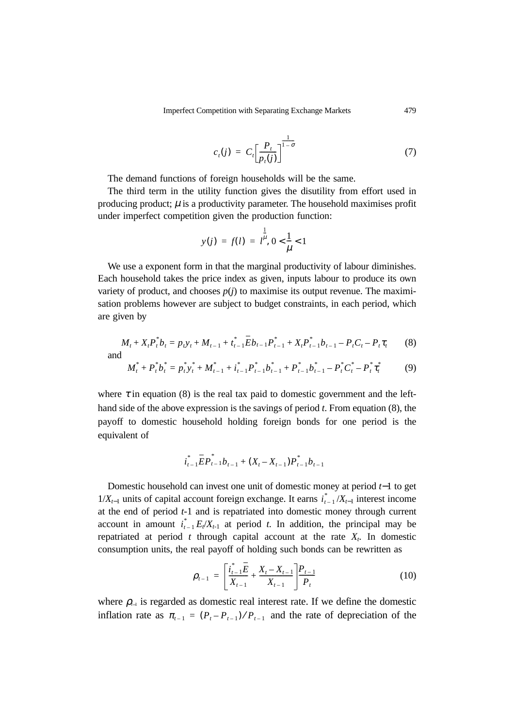$$c_t(j) = C_t\left[\frac{P_t}{p_t(j)}\right]^{\frac{1}{1-\sigma}} \tag{7}$$

The demand functions of foreign households will be the same.

The third term in the utility function gives the disutility from effort used in producing product; $\mu$ is a productivity parameter. The household maximises profit under imperfect competition given the production function:

$$y(j) = f(l) = l^{\frac{1}{\mu}},\ 0 < \frac{1}{\mu} < 1$$

We use a exponent form in that the marginal productivity of labour diminishes. Each household takes the price index as given, inputs labour to produce its own variety of product, and chooses $p(j)$ to maximise its output revenue. The maximisation problems however are subject to budget constraints, in each period, which are given by

$$M_t + X_t P_t^* b_t = p_t y_t + M_{t-1} + t_{t-1}^* \overline{E} b_{t-1} P_{t-1}^* + X_t P_{t-1}^* b_{t-1} - P_t C_t - P_t \tau_t \tag{8}$$

and

$$M_t^* + P_t^* b_t^* = p_t^* y_t^* + M_{t-1}^* + i_{t-1}^* P_{t-1}^* b_{t-1}^* + P_{t-1}^* b_{t-1}^* - P_t^* C_t^* - P_t^* \tau_t^* \tag{9}$$

where $\tau$ in equation (8) is the real tax paid to domestic government and the left-hand side of the above expression is the savings of period $t$. From equation (8), the payoff to domestic household holding foreign bonds for one period is the equivalent of

$$i_{t-1}^* \overline{E} P_{t-1}^* b_{t-1} + (X_t - X_{t-1}) P_{t-1}^* b_{t-1}$$

Domestic household can invest one unit of domestic money at period $t-1$ to get $1/X_{t-1}$ units of capital account foreign exchange. It earns $i_{t-1}^*/X_{t-1}$ interest income at the end of period $t$-1 and is repatriated into domestic money through current account in amount $i_{t-1}^* E_t/X_{t-1}$ at period $t$. In addition, the principal may be repatriated at period $t$ through capital account at the rate $X_t$. In domestic consumption units, the real payoff of holding such bonds can be rewritten as

$$\rho_{t-1} = \left[\frac{i_{t-1}^* \overline{E}}{X_{t-1}} + \frac{X_t - X_{t-1}}{X_{t-1}}\right] \frac{P_{t-1}}{P_t} \tag{10}$$

where $\rho_{t-1}$ is regarded as domestic real interest rate. If we define the domestic inflation rate as $\pi_{t-1} = (P_t - P_{t-1})/P_{t-1}$ and the rate of depreciation of the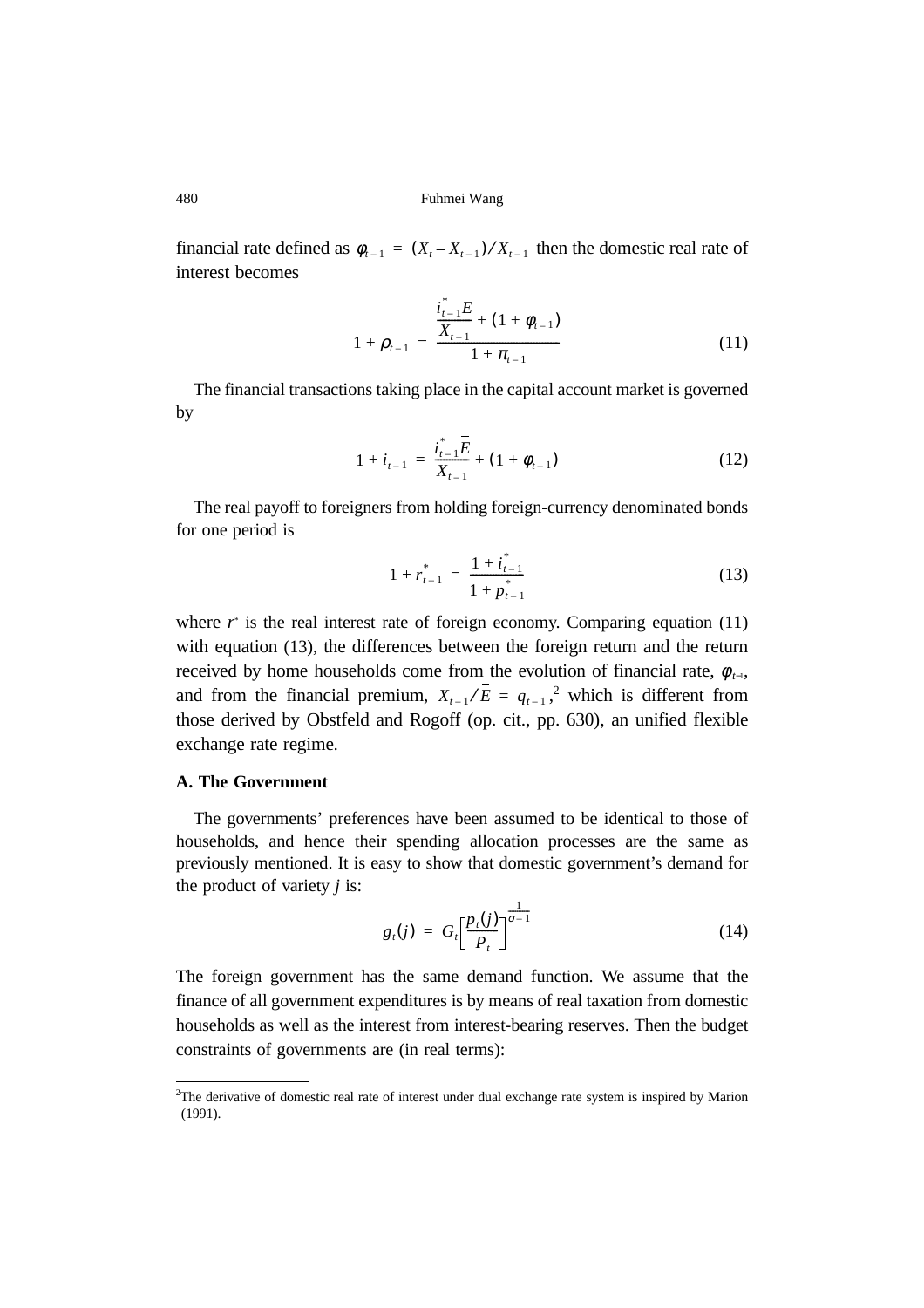financial rate defined as $\phi_{t-1} = (X_t - X_{t-1})/X_{t-1}$ then the domestic real rate of interest becomes

$$1 + \rho_{t-1} = \frac{\frac{i^*_{t-1}\bar{E}}{X_{t-1}} + (1 + \phi_{t-1})}{1 + \pi_{t-1}} \tag{11}$$

The financial transactions taking place in the capital account market is governed by

$$1 + i_{t-1} = \frac{i^*_{t-1}\bar{E}}{X_{t-1}} + (1 + \phi_{t-1}) \tag{12}$$

The real payoff to foreigners from holding foreign-currency denominated bonds for one period is

$$1 + r^*_{t-1} = \frac{1 + i^*_{t-1}}{1 + p^*_{t-1}} \tag{13}$$

where $r^*$ is the real interest rate of foreign economy. Comparing equation (11) with equation (13), the differences between the foreign return and the return received by home households come from the evolution of financial rate, $\phi_{t-1}$, and from the financial premium, $X_{t-1}/\bar{E} = q_{t-1}$,[2] which is different from those derived by Obstfeld and Rogoff (op. cit., pp. 630), an unified flexible exchange rate regime.

### A. The Government

The governments' preferences have been assumed to be identical to those of households, and hence their spending allocation processes are the same as previously mentioned. It is easy to show that domestic government's demand for the product of variety $j$ is:

$$g_t(j) = G_t\left[\frac{p_t(j)}{P_t}\right]^{\frac{1}{\sigma-1}} \tag{14}$$

The foreign government has the same demand function. We assume that the finance of all government expenditures is by means of real taxation from domestic households as well as the interest from interest-bearing reserves. Then the budget constraints of governments are (in real terms):

[2]The derivative of domestic real rate of interest under dual exchange rate system is inspired by Marion (1991).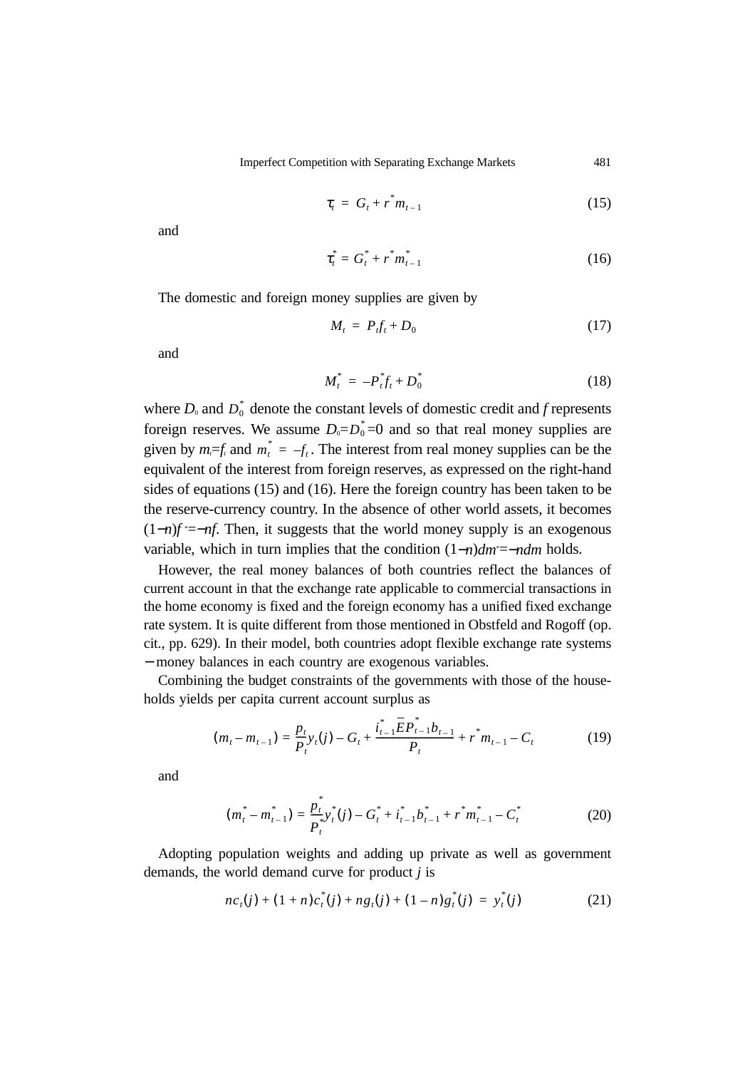$$\tau_t = G_t + r^* m_{t-1} \tag{15}$$

and

$$\tau_t^* = G_t^* + r^* m_{t-1}^* \tag{16}$$

The domestic and foreign money supplies are given by

$$M_t = P_t f_t + D_0 \tag{17}$$

and

$$M_t^* = -P_t^* f_t + D_0^* \tag{18}$$

where $D_0$ and $D_0^*$ denote the constant levels of domestic credit and $f$ represents foreign reserves. We assume $D_0 = D_0^* = 0$ and so that real money supplies are given by $m_t = f_t$ and $m_t^* = -f_t$. The interest from real money supplies can be the equivalent of the interest from foreign reserves, as expressed on the right-hand sides of equations (15) and (16). Here the foreign country has been taken to be the reserve-currency country. In the absence of other world assets, it becomes $(1-n)f^* = -nf$. Then, it suggests that the world money supply is an exogenous variable, which in turn implies that the condition $(1-n)dm^* = -ndm$ holds.

However, the real money balances of both countries reflect the balances of current account in that the exchange rate applicable to commercial transactions in the home economy is fixed and the foreign economy has a unified fixed exchange rate system. It is quite different from those mentioned in Obstfeld and Rogoff (op. cit., pp. 629). In their model, both countries adopt flexible exchange rate systems − money balances in each country are exogenous variables.

Combining the budget constraints of the governments with those of the households yields per capita current account surplus as

$$(m_t - m_{t-1}) = \frac{p_t}{P_t} y_t(j) - G_t + \frac{i_{t-1}^* \bar{E} P_{t-1}^* b_{t-1}}{P_t} + r^* m_{t-1} - C_t \tag{19}$$

and

$$(m_t^* - m_{t-1}^*) = \frac{p_t^*}{P_t^*} y_t^*(j) - G_t^* + i_{t-1}^* b_{t-1}^* + r^* m_{t-1}^* - C_t^* \tag{20}$$

Adopting population weights and adding up private as well as government demands, the world demand curve for product $j$ is

$$nc_t(j) + (1+n)c_t^*(j) + ng_t(j) + (1-n)g_t^*(j) = y_t^*(j) \tag{21}$$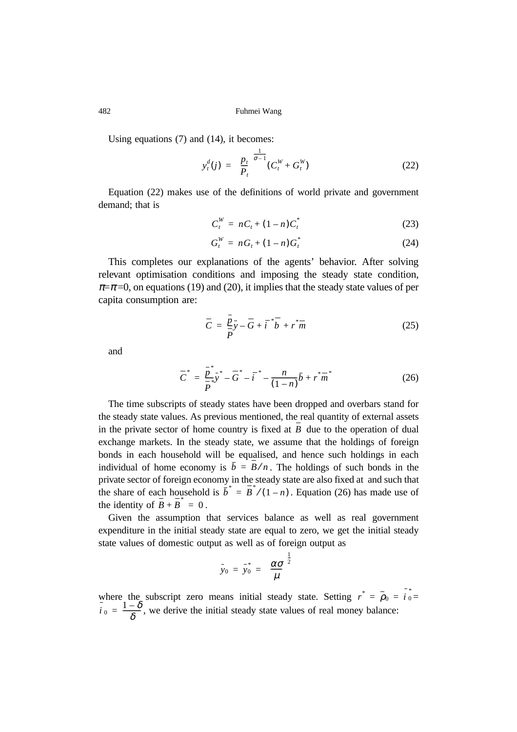Using equations (7) and (14), it becomes:

$$y_t^d(j) = \left(\frac{p_t}{P_t}\right)^{\frac{1}{\sigma-1}}(C_t^W + G_t^W) \tag{22}$$

Equation (22) makes use of the definitions of world private and government demand; that is

$$C_t^W = nC_t + (1-n)C_t^* \tag{23}$$

$$G_t^W = nG_t + (1-n)G_t^* \tag{24}$$

This completes our explanations of the agents' behavior. After solving relevant optimisation conditions and imposing the steady state condition, $\pi = \pi = 0$, on equations (19) and (20), it implies that the steady state values of per capita consumption are:

$$\bar{C} = \frac{\bar{p}}{\bar{P}}\bar{y} - \bar{G} + \bar{i}^*\bar{b} + r^*\bar{m} \tag{25}$$

and

$$\bar{C}^* = \frac{\bar{p}^*}{\bar{P}^*}\bar{y}^* - \bar{G}^* - \bar{i}^* - \frac{n}{(1-n)}\bar{b} + r^*\bar{m}^* \tag{26}$$

The time subscripts of steady states have been dropped and overbars stand for the steady state values. As previous mentioned, the real quantity of external assets in the private sector of home country is fixed at $\bar{B}$ due to the operation of dual exchange markets. In the steady state, we assume that the holdings of foreign bonds in each household will be equalised, and hence such holdings in each individual of home economy is $\bar{b} = \bar{B}/n$. The holdings of such bonds in the private sector of foreign economy in the steady state are also fixed at and such that the share of each household is $\bar{b}^* = \bar{B}^*/(1-n)$. Equation (26) has made use of the identity of $\bar{B} + \bar{B}^* = 0$.

Given the assumption that services balance as well as real government expenditure in the initial steady state are equal to zero, we get the initial steady state values of domestic output as well as of foreign output as

$$\bar{y}_0 = \bar{y}_0^* = \left(\frac{\alpha\sigma}{\mu}\right)^{\frac{1}{2}}$$

where the subscript zero means initial steady state. Setting $r^* = \bar{\rho}_0 = \bar{i}_0^* = \bar{i}_0 = \frac{1-\delta}{\delta}$, we derive the initial steady state values of real money balance: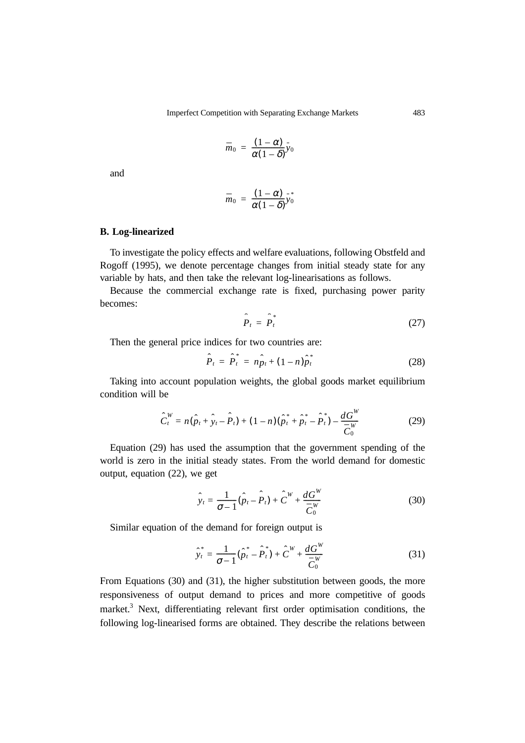$$\bar{m}_0 = \frac{(1-\alpha)}{\alpha(1-\delta)}\bar{y}_0$$

and

$$\bar{m}_0 = \frac{(1-\alpha)}{\alpha(1-\delta)}\bar{y}_0^*$$

**B. Log-linearized**

To investigate the policy effects and welfare evaluations, following Obstfeld and Rogoff (1995), we denote percentage changes from initial steady state for any variable by hats, and then take the relevant log-linearisations as follows.

Because the commercial exchange rate is fixed, purchasing power parity becomes:

$$\hat{P}_t = \hat{P}_t^* \tag{27}$$

Then the general price indices for two countries are:

$$\hat{P}_t = \hat{P}_t^* = n\hat{p}_t + (1-n)\hat{p}_t^* \tag{28}$$

Taking into account population weights, the global goods market equilibrium condition will be

$$\hat{C}_t^W = n(\hat{p}_t + \hat{y}_t - \hat{P}_t) + (1-n)(\hat{p}_t^* + \hat{p}_t^* - \hat{P}_t^*) - \frac{dG^W}{\bar{C}_0^W} \tag{29}$$

Equation (29) has used the assumption that the government spending of the world is zero in the initial steady states. From the world demand for domestic output, equation (22), we get

$$\hat{y}_t = \frac{1}{\sigma - 1}(\hat{p}_t - \hat{P}_t) + \hat{C}^W + \frac{dG^W}{\bar{C}_0^W} \tag{30}$$

Similar equation of the demand for foreign output is

$$\hat{y}_t^* = \frac{1}{\sigma - 1}(\hat{p}_t^* - \hat{P}_t^*) + \hat{C}^W + \frac{dG^W}{\bar{C}_0^W} \tag{31}$$

From Equations (30) and (31), the higher substitution between goods, the more responsiveness of output demand to prices and more competitive of goods market.[3] Next, differentiating relevant first order optimisation conditions, the following log-linearised forms are obtained. They describe the relations between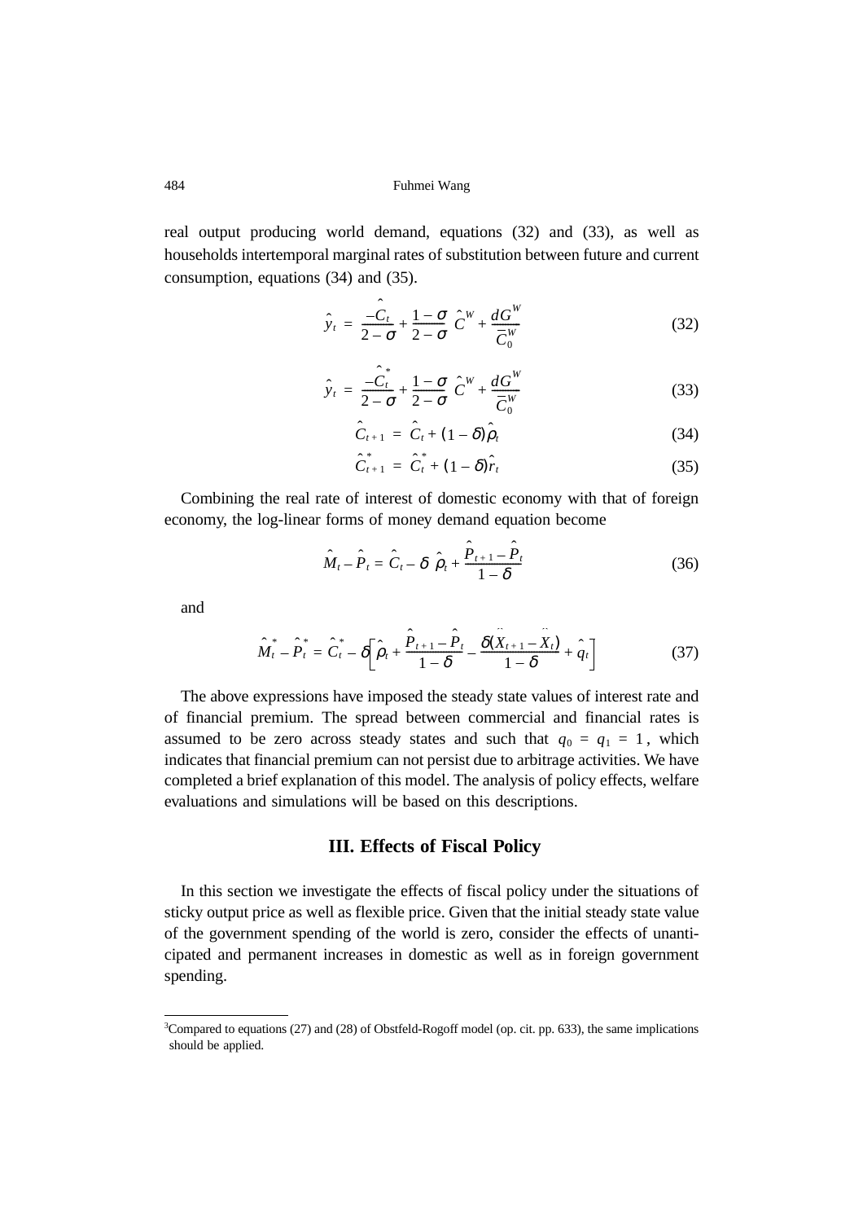real output producing world demand, equations (32) and (33), as well as households intertemporal marginal rates of substitution between future and current consumption, equations (34) and (35).

$$\hat{y}_t = \frac{-\hat{C}_t}{2-\sigma} + \frac{1-\sigma}{2-\sigma}\hat{C}^W + \frac{dG^W}{\bar{C}_0^W} \tag{32}$$

$$\hat{y}_t = \frac{-\hat{C}_t^*}{2-\sigma} + \frac{1-\sigma}{2-\sigma}\hat{C}^W + \frac{dG^W}{\bar{C}_0^W} \tag{33}$$

$$\hat{C}_{t+1} = \hat{C}_t + (1-\delta)\hat{\rho}_t \tag{34}$$

$$\hat{C}_{t+1}^* = \hat{C}_t^* + (1-\delta)\hat{r}_t \tag{35}$$

Combining the real rate of interest of domestic economy with that of foreign economy, the log-linear forms of money demand equation become

$$\hat{M}_t - \hat{P}_t = \hat{C}_t - \delta\ \hat{\rho}_t + \frac{\hat{P}_{t+1} - \hat{P}_t}{1-\delta} \tag{36}$$

and

$$\hat{M}_t^* - \hat{P}_t^* = \hat{C}_t^* - \delta\left[\hat{\rho}_t + \frac{\hat{P}_{t+1} - \hat{P}_t}{1-\delta} - \frac{\delta(\ddot{X}_{t+1} - \ddot{X}_t)}{1-\delta} + \hat{q}_t\right] \tag{37}$$

The above expressions have imposed the steady state values of interest rate and of financial premium. The spread between commercial and financial rates is assumed to be zero across steady states and such that $q_0 = q_1 = 1$, which indicates that financial premium can not persist due to arbitrage activities. We have completed a brief explanation of this model. The analysis of policy effects, welfare evaluations and simulations will be based on this descriptions.

## III. Effects of Fiscal Policy

In this section we investigate the effects of fiscal policy under the situations of sticky output price as well as flexible price. Given that the initial steady state value of the government spending of the world is zero, consider the effects of unanticipated and permanent increases in domestic as well as in foreign government spending.

---

[3]Compared to equations (27) and (28) of Obstfeld-Rogoff model (op. cit. pp. 633), the same implications should be applied.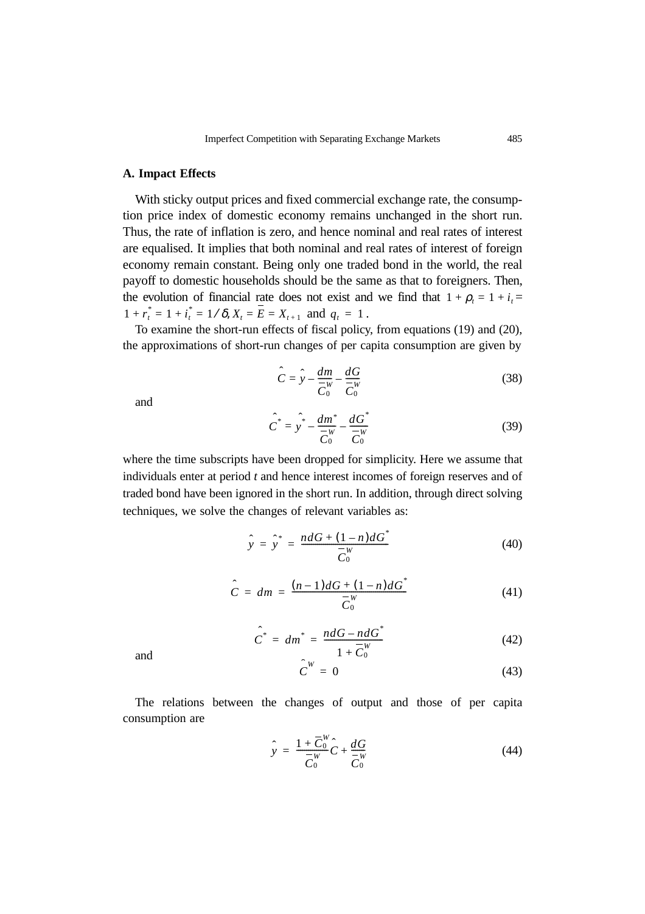### A. Impact Effects

With sticky output prices and fixed commercial exchange rate, the consumption price index of domestic economy remains unchanged in the short run. Thus, the rate of inflation is zero, and hence nominal and real rates of interest are equalised. It implies that both nominal and real rates of interest of foreign economy remain constant. Being only one traded bond in the world, the real payoff to domestic households should be the same as that to foreigners. Then, the evolution of financial rate does not exist and we find that $1 + \rho_t = 1 + i_t = 1 + r_t^* = 1 + i_t^* = 1/\delta, X_t = \overline{E} = X_{t+1}$ and $q_t = 1$.

To examine the short-run effects of fiscal policy, from equations (19) and (20), the approximations of short-run changes of per capita consumption are given by

$$\hat{C} = \hat{y} - \frac{dm}{\overline{C}_0^W} - \frac{dG}{\overline{C}_0^W} \tag{38}$$

and

$$\hat{C}^* = \hat{y}^* - \frac{dm^*}{\overline{C}_0^W} - \frac{dG^*}{\overline{C}_0^W} \tag{39}$$

where the time subscripts have been dropped for simplicity. Here we assume that individuals enter at period $t$ and hence interest incomes of foreign reserves and of traded bond have been ignored in the short run. In addition, through direct solving techniques, we solve the changes of relevant variables as:

$$\hat{y} = \hat{y}^* = \frac{ndG + (1-n)dG^*}{\overline{C}_0^W} \tag{40}$$

$$\hat{C} = dm = \frac{(n-1)dG + (1-n)dG^*}{\overline{C}_0^W} \tag{41}$$

$$\hat{C}^* = dm^* = \frac{ndG - ndG^*}{1 + \overline{C}_0^W} \tag{42}$$

and

$$\hat{C}^W = 0 \tag{43}$$

The relations between the changes of output and those of per capita consumption are

$$\hat{y} = \frac{1 + \overline{C}_0^W}{\overline{C}_0^W}\hat{C} + \frac{dG}{\overline{C}_0^W} \tag{44}$$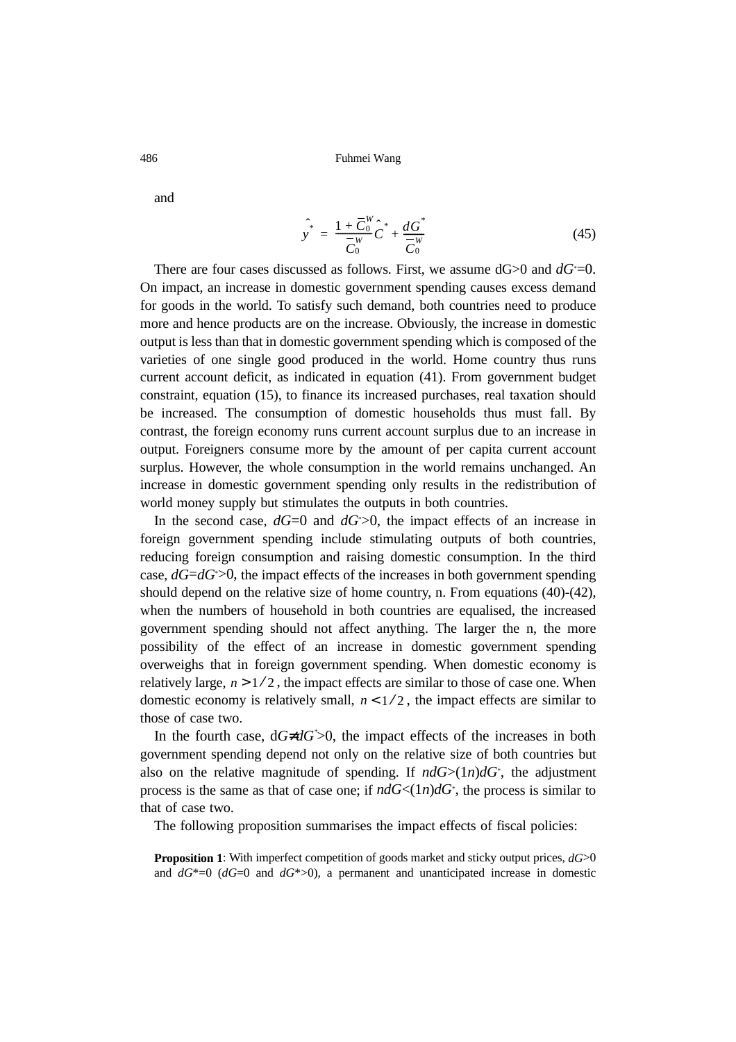and

$$\hat{y}^* = \frac{1+\bar{C}_0^W}{\bar{C}_0^W}\hat{C}^* + \frac{dG^*}{\bar{C}_0^W} \tag{45}$$

There are four cases discussed as follows. First, we assume dG>0 and $dG^*=0$. On impact, an increase in domestic government spending causes excess demand for goods in the world. To satisfy such demand, both countries need to produce more and hence products are on the increase. Obviously, the increase in domestic output is less than that in domestic government spending which is composed of the varieties of one single good produced in the world. Home country thus runs current account deficit, as indicated in equation (41). From government budget constraint, equation (15), to finance its increased purchases, real taxation should be increased. The consumption of domestic households thus must fall. By contrast, the foreign economy runs current account surplus due to an increase in output. Foreigners consume more by the amount of per capita current account surplus. However, the whole consumption in the world remains unchanged. An increase in domestic government spending only results in the redistribution of world money supply but stimulates the outputs in both countries.

In the second case, $dG=0$ and $dG^*>0$, the impact effects of an increase in foreign government spending include stimulating outputs of both countries, reducing foreign consumption and raising domestic consumption. In the third case, $dG=dG^*>0$, the impact effects of the increases in both government spending should depend on the relative size of home country, n. From equations (40)-(42), when the numbers of household in both countries are equalised, the increased government spending should not affect anything. The larger the n, the more possibility of the effect of an increase in domestic government spending overweighs that in foreign government spending. When domestic economy is relatively large, $n>1/2$, the impact effects are similar to those of case one. When domestic economy is relatively small, $n<1/2$, the impact effects are similar to those of case two.

In the fourth case, $dG \neq dG^*>0$, the impact effects of the increases in both government spending depend not only on the relative size of both countries but also on the relative magnitude of spending. If $ndG>(1n)dG^*$, the adjustment process is the same as that of case one; if $ndG<(1n)dG^*$, the process is similar to that of case two.

The following proposition summarises the impact effects of fiscal policies:

**Proposition 1**: With imperfect competition of goods market and sticky output prices, $dG>0$ and $dG^*=0$ ($dG=0$ and $dG^*>0$), a permanent and unanticipated increase in domestic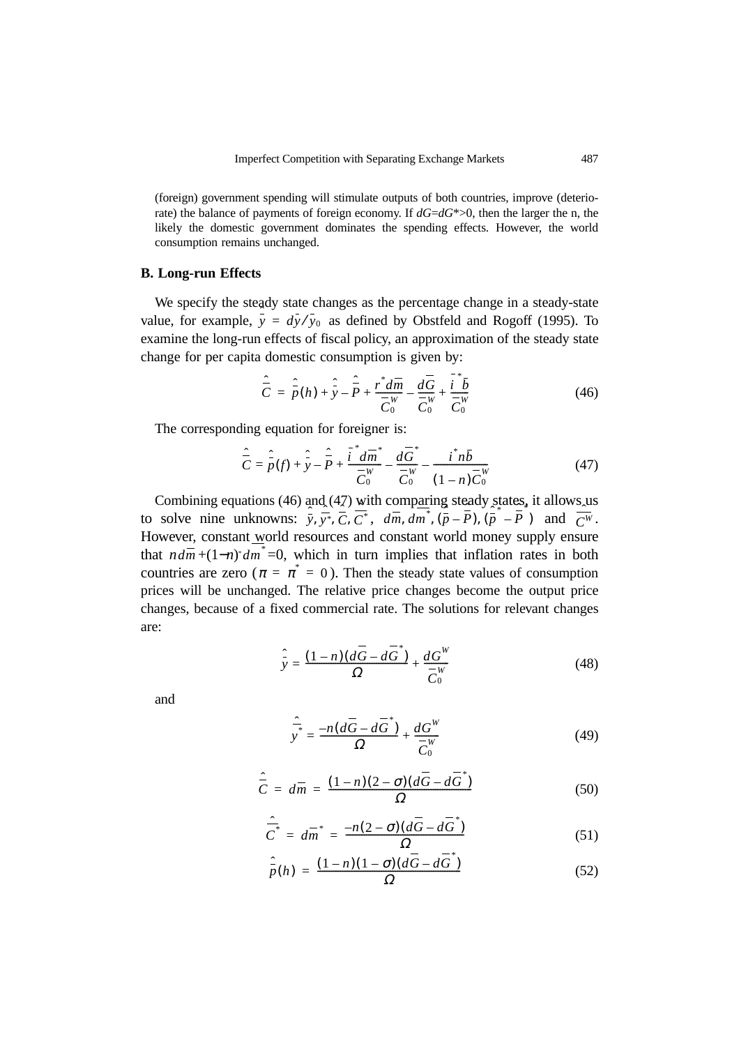(foreign) government spending will stimulate outputs of both countries, improve (deteriorate) the balance of payments of foreign economy. If $dG$=$dG$*>0, then the larger the n, the likely the domestic government dominates the spending effects. However, the world consumption remains unchanged.

### B. Long-run Effects

We specify the steady state changes as the percentage change in a steady-state value, for example, $\hat{\bar{y}} = d\bar{y}/\bar{y}_0$ as defined by Obstfeld and Rogoff (1995). To examine the long-run effects of fiscal policy, an approximation of the steady state change for per capita domestic consumption is given by:

$$\hat{\bar{C}} = \hat{\bar{p}}(h) + \hat{\bar{y}} - \hat{\bar{P}} + \frac{r^* d\bar{m}}{\bar{C}_0^W} - \frac{d\bar{G}}{\bar{C}_0^W} + \frac{\bar{i}^* \bar{b}}{\bar{C}_0^W} \tag{46}$$

The corresponding equation for foreigner is:

$$\hat{\bar{C}} = \hat{\bar{p}}(f) + \hat{\bar{y}} - \hat{\bar{P}} + \frac{\bar{i}^* d\bar{m}^*}{\bar{C}_0^W} - \frac{d\bar{G}^*}{\bar{C}_0^W} - \frac{i^* n \bar{b}}{(1-n)\bar{C}_0^W} \tag{47}$$

Combining equations (46) and (47) with comparing steady states, it allows us to solve nine unknowns: $\hat{\bar{y}}, \hat{\bar{y}}^*, \hat{\bar{C}}, \hat{\bar{C}}^*, d\bar{m}, d\bar{m}^*, (\hat{\bar{p}} - \hat{\bar{P}}), (\hat{\bar{p}}^* - \hat{\bar{P}})$ and $\hat{\bar{C}}^W$. However, constant world resources and constant world money supply ensure that $nd\bar{m} + (1-n)d\bar{m}^* = 0$, which in turn implies that inflation rates in both countries are zero ($\pi = \pi^* = 0$). Then the steady state values of consumption prices will be unchanged. The relative price changes become the output price changes, because of a fixed commercial rate. The solutions for relevant changes are:

$$\hat{\bar{y}} = \frac{(1-n)(d\bar{G} - d\bar{G}^*)}{\Omega} + \frac{dG^W}{\bar{C}_0^W} \tag{48}$$

and

$$\hat{\bar{y}}^* = \frac{-n(d\bar{G} - d\bar{G}^*)}{\Omega} + \frac{dG^W}{\bar{C}_0^W} \tag{49}$$

$$\hat{\bar{C}} = d\bar{m} = \frac{(1-n)(2-\sigma)(d\bar{G} - d\bar{G}^*)}{\Omega} \tag{50}$$

$$\hat{\bar{C}}^* = d\bar{m}^* = \frac{-n(2-\sigma)(d\bar{G} - d\bar{G}^*)}{\Omega} \tag{51}$$

$$\hat{\bar{p}}(h) = \frac{(1-n)(1-\sigma)(d\bar{G} - d\bar{G}^*)}{\Omega} \tag{52}$$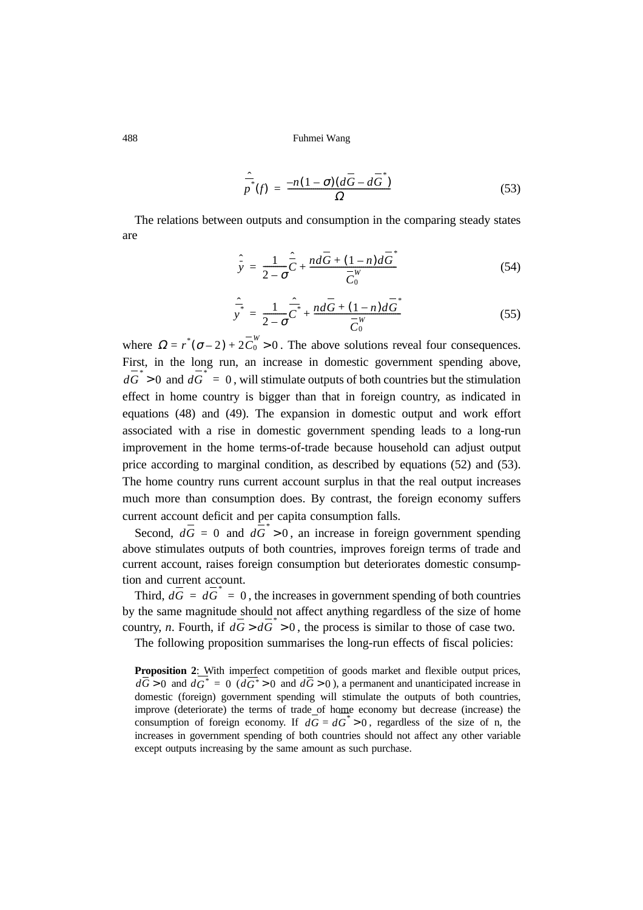$$\hat{\bar{p}}^*(f) = \frac{-n(1-\sigma)(d\bar{G} - d\bar{G}^*)}{\Omega} \tag{53}$$

The relations between outputs and consumption in the comparing steady states are

$$\hat{\bar{y}} = \frac{1}{2-\sigma}\hat{\bar{C}} + \frac{nd\bar{G} + (1-n)d\bar{G}^*}{\bar{C}_0^W} \tag{54}$$

$$\hat{\bar{y}}^* = \frac{1}{2-\sigma}\hat{\bar{C}}^* + \frac{nd\bar{G} + (1-n)d\bar{G}^*}{\bar{C}_0^W} \tag{55}$$

where $\Omega = r^*(\sigma - 2) + 2\bar{C}_0^W > 0$. The above solutions reveal four consequences. First, in the long run, an increase in domestic government spending above, $d\bar{G}^* > 0$ and $d\bar{G}^* = 0$, will stimulate outputs of both countries but the stimulation effect in home country is bigger than that in foreign country, as indicated in equations (48) and (49). The expansion in domestic output and work effort associated with a rise in domestic government spending leads to a long-run improvement in the home terms-of-trade because household can adjust output price according to marginal condition, as described by equations (52) and (53). The home country runs current account surplus in that the real output increases much more than consumption does. By contrast, the foreign economy suffers current account deficit and per capita consumption falls.

Second, $d\bar{G} = 0$ and $d\bar{G}^* > 0$, an increase in foreign government spending above stimulates outputs of both countries, improves foreign terms of trade and current account, raises foreign consumption but deteriorates domestic consumption and current account.

Third, $d\bar{G} = d\bar{G}^* = 0$, the increases in government spending of both countries by the same magnitude should not affect anything regardless of the size of home country, *n*. Fourth, if $d\bar{G} > d\bar{G}^* > 0$, the process is similar to those of case two.

The following proposition summarises the long-run effects of fiscal policies:

**Proposition 2**: With imperfect competition of goods market and flexible output prices, $d\bar{G} > 0$ and $d\bar{G}^* = 0$ ($d\bar{G}^* > 0$ and $d\bar{G} > 0$), a permanent and unanticipated increase in domestic (foreign) government spending will stimulate the outputs of both countries, improve (deteriorate) the terms of trade of home economy but decrease (increase) the consumption of foreign economy. If $d\bar{G} = d\bar{G}^* > 0$, regardless of the size of n, the increases in government spending of both countries should not affect any other variable except outputs increasing by the same amount as such purchase.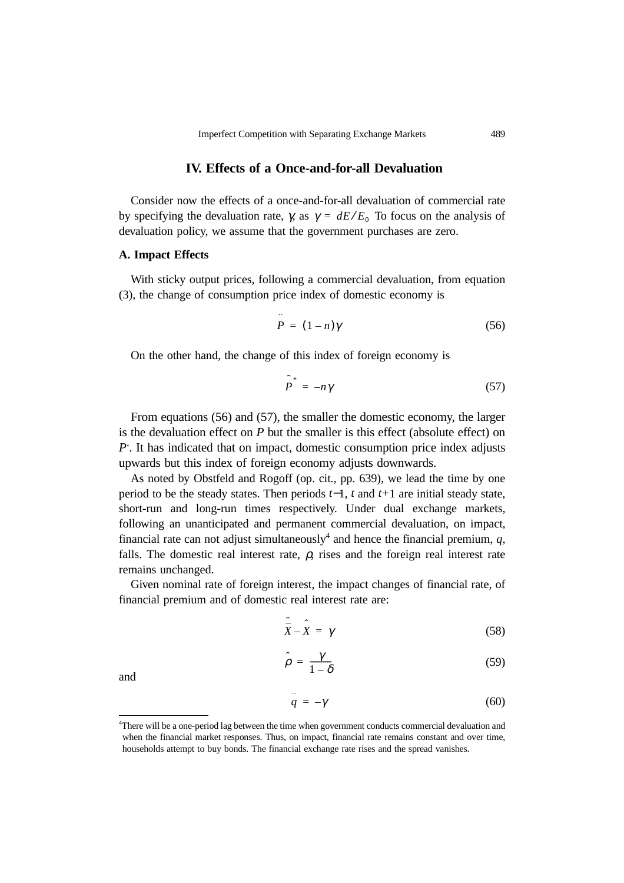## IV. Effects of a Once-and-for-all Devaluation

Consider now the effects of a once-and-for-all devaluation of commercial rate by specifying the devaluation rate, $\gamma$, as $\gamma = dE/E_0$ To focus on the analysis of devaluation policy, we assume that the government purchases are zero.

### A. Impact Effects

With sticky output prices, following a commercial devaluation, from equation (3), the change of consumption price index of domestic economy is

$$\ddot{P} = (1-n)\gamma \tag{56}$$

On the other hand, the change of this index of foreign economy is

$$\hat{P}^* = -n\gamma \tag{57}$$

From equations (56) and (57), the smaller the domestic economy, the larger is the devaluation effect on $P$ but the smaller is this effect (absolute effect) on $P^*$. It has indicated that on impact, domestic consumption price index adjusts upwards but this index of foreign economy adjusts downwards.

As noted by Obstfeld and Rogoff (op. cit., pp. 639), we lead the time by one period to be the steady states. Then periods $t-1$, $t$ and $t+1$ are initial steady state, short-run and long-run times respectively. Under dual exchange markets, following an unanticipated and permanent commercial devaluation, on impact, financial rate can not adjust simultaneously[4] and hence the financial premium, $q$, falls. The domestic real interest rate, $\rho$, rises and the foreign real interest rate remains unchanged.

Given nominal rate of foreign interest, the impact changes of financial rate, of financial premium and of domestic real interest rate are:

$$\hat{\bar{X}} - \hat{X} = \gamma \tag{58}$$

$$\hat{\rho} = \frac{\gamma}{1-\delta} \tag{59}$$

and

$$\ddot{q} = -\gamma \tag{60}$$

---

[4]There will be a one-period lag between the time when government conducts commercial devaluation and when the financial market responses. Thus, on impact, financial rate remains constant and over time, households attempt to buy bonds. The financial exchange rate rises and the spread vanishes.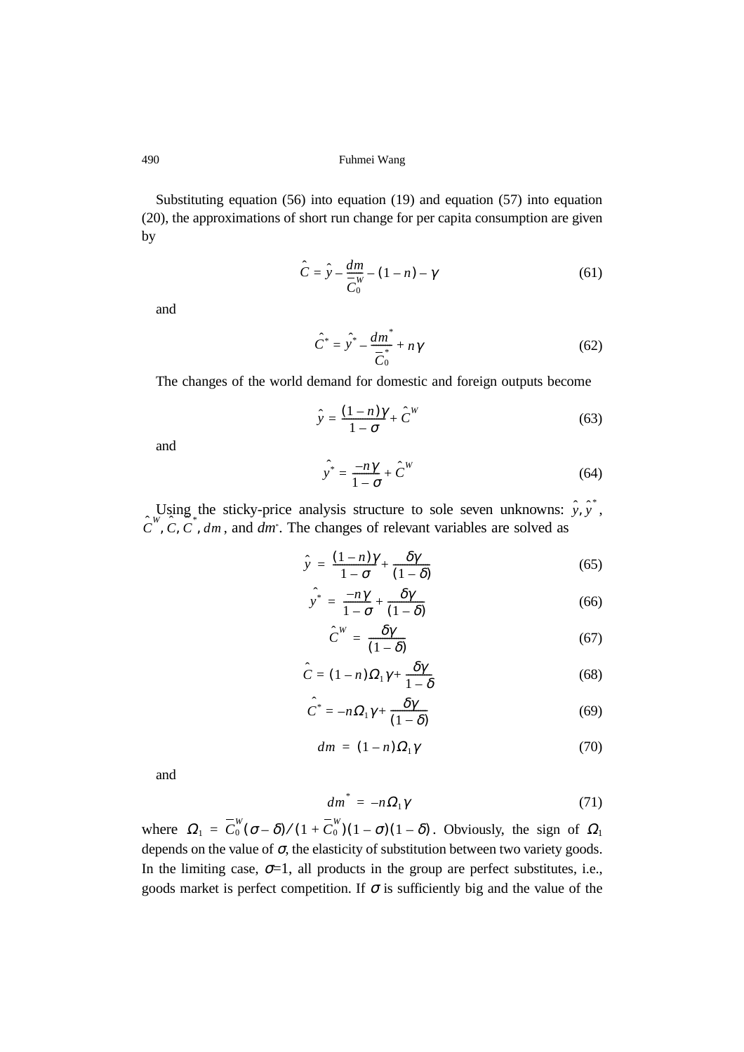Substituting equation (56) into equation (19) and equation (57) into equation (20), the approximations of short run change for per capita consumption are given by

$$\hat{C} = \hat{y} - \frac{dm}{\overline{C}_0^W} - (1-n) - \gamma \tag{61}$$

and

$$\hat{C}^* = \hat{y}^* - \frac{dm^*}{\overline{C}_0^*} + n\gamma \tag{62}$$

The changes of the world demand for domestic and foreign outputs become

$$\hat{y} = \frac{(1-n)\gamma}{1-\sigma} + \hat{C}^W \tag{63}$$

and

$$\hat{y}^* = \frac{-n\gamma}{1-\sigma} + \hat{C}^W \tag{64}$$

Using the sticky-price analysis structure to sole seven unknowns: $\hat{y}, \hat{y}^*$, $\hat{C}^W, \hat{C}, \hat{C}^*$, $dm$, and $dm^*$. The changes of relevant variables are solved as

$$\hat{y} = \frac{(1-n)\gamma}{1-\sigma} + \frac{\delta\gamma}{(1-\delta)} \tag{65}$$

$$\hat{y}^* = \frac{-n\gamma}{1-\sigma} + \frac{\delta\gamma}{(1-\delta)} \tag{66}$$

$$\hat{C}^W = \frac{\delta\gamma}{(1-\delta)} \tag{67}$$

$$\hat{C} = (1-n)\Omega_1\gamma + \frac{\delta\gamma}{1-\delta} \tag{68}$$

$$\hat{C}^* = -n\Omega_1\gamma + \frac{\delta\gamma}{(1-\delta)} \tag{69}$$

$$dm = (1-n)\Omega_1\gamma \tag{70}$$

and

$$dm^* = -n\Omega_1\gamma \tag{71}$$

where $\Omega_1 = \overline{C}_0^W(\sigma-\delta)/(1+\overline{C}_0^W)(1-\sigma)(1-\delta)$. Obviously, the sign of $\Omega_1$ depends on the value of $\sigma$, the elasticity of substitution between two variety goods. In the limiting case, $\sigma$=1, all products in the group are perfect substitutes, i.e., goods market is perfect competition. If $\sigma$ is sufficiently big and the value of the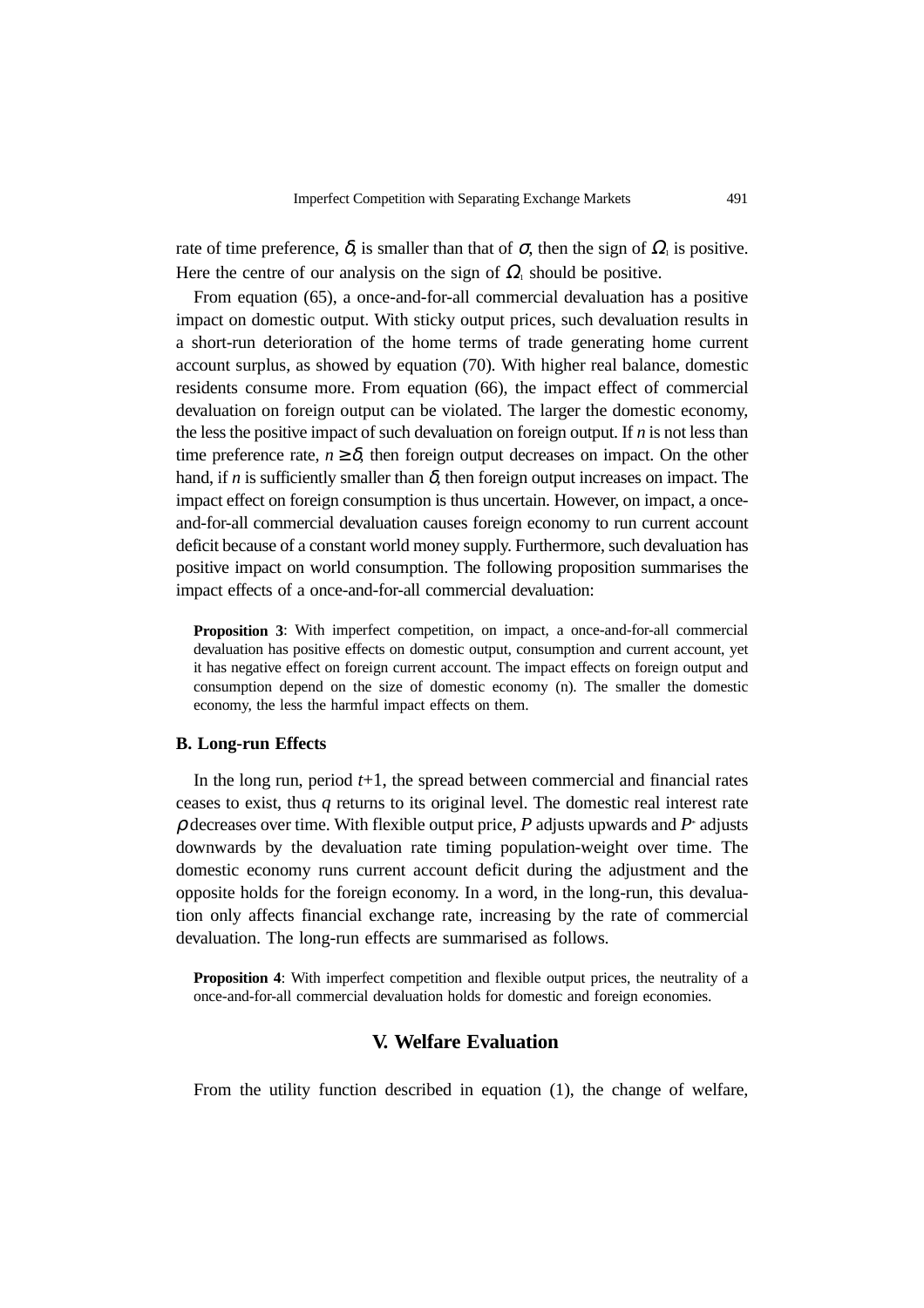rate of time preference, $\delta$, is smaller than that of $\sigma$, then the sign of $\Omega_1$ is positive. Here the centre of our analysis on the sign of $\Omega_1$ should be positive.

From equation (65), a once-and-for-all commercial devaluation has a positive impact on domestic output. With sticky output prices, such devaluation results in a short-run deterioration of the home terms of trade generating home current account surplus, as showed by equation (70). With higher real balance, domestic residents consume more. From equation (66), the impact effect of commercial devaluation on foreign output can be violated. The larger the domestic economy, the less the positive impact of such devaluation on foreign output. If $n$ is not less than time preference rate, $n \geq \delta$, then foreign output decreases on impact. On the other hand, if $n$ is sufficiently smaller than $\delta$, then foreign output increases on impact. The impact effect on foreign consumption is thus uncertain. However, on impact, a once-and-for-all commercial devaluation causes foreign economy to run current account deficit because of a constant world money supply. Furthermore, such devaluation has positive impact on world consumption. The following proposition summarises the impact effects of a once-and-for-all commercial devaluation:

**Proposition 3**: With imperfect competition, on impact, a once-and-for-all commercial devaluation has positive effects on domestic output, consumption and current account, yet it has negative effect on foreign current account. The impact effects on foreign output and consumption depend on the size of domestic economy (n). The smaller the domestic economy, the less the harmful impact effects on them.

### B. Long-run Effects

In the long run, period $t$+1, the spread between commercial and financial rates ceases to exist, thus $q$ returns to its original level. The domestic real interest rate $\rho$ decreases over time. With flexible output price, $P$ adjusts upwards and $P^*$ adjusts downwards by the devaluation rate timing population-weight over time. The domestic economy runs current account deficit during the adjustment and the opposite holds for the foreign economy. In a word, in the long-run, this devaluation only affects financial exchange rate, increasing by the rate of commercial devaluation. The long-run effects are summarised as follows.

**Proposition 4**: With imperfect competition and flexible output prices, the neutrality of a once-and-for-all commercial devaluation holds for domestic and foreign economies.

## V. Welfare Evaluation

From the utility function described in equation (1), the change of welfare,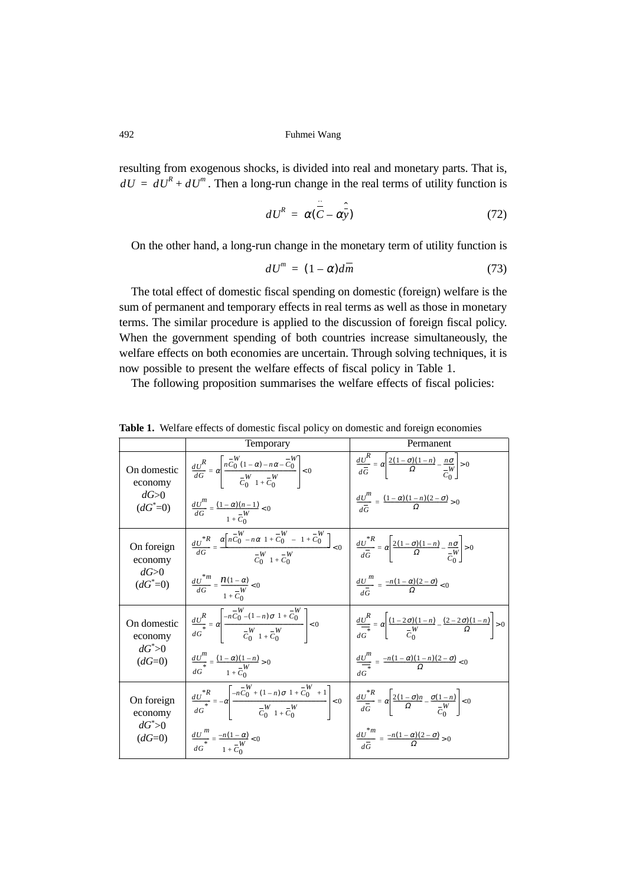resulting from exogenous shocks, is divided into real and monetary parts. That is, $dU = dU^R + dU^m$. Then a long-run change in the real terms of utility function is

$$dU^R = \alpha(\ddot{\overline{C}} - \alpha\hat{\overline{y}}) \tag{72}$$

On the other hand, a long-run change in the monetary term of utility function is

$$dU^m = (1-\alpha)d\overline{m} \tag{73}$$

The total effect of domestic fiscal spending on domestic (foreign) welfare is the sum of permanent and temporary effects in real terms as well as those in monetary terms. The similar procedure is applied to the discussion of foreign fiscal policy. When the government spending of both countries increase simultaneously, the welfare effects on both economies are uncertain. Through solving techniques, it is now possible to present the welfare effects of fiscal policy in Table 1.

The following proposition summarises the welfare effects of fiscal policies:

**Table 1.** Welfare effects of domestic fiscal policy on domestic and foreign economies

| | Temporary | Permanent |
|---|---|---|
| On domestic economy $dG>0$ ($dG^*=0$) | $\frac{dU^R}{dG} = \alpha\left[\frac{n\overline{C}_0^W(1-\alpha) - n\alpha - \overline{C}_0^W}{\overline{C}_0^W(1+\overline{C}_0^W)}\right] < 0$ <br> $\frac{dU^m}{dG} = \frac{(1-\alpha)(n-1)}{1+\overline{C}_0^W} < 0$ | $\frac{dU^R}{d\overline{G}} = \alpha\left[\frac{2(1-\sigma)(1-n)}{\Omega} - \frac{n\sigma}{\overline{C}_0^W}\right] > 0$ <br> $\frac{dU^m}{d\overline{G}} = \frac{(1-\alpha)(1-n)(2-\sigma)}{\Omega} > 0$ |
| On foreign economy $dG>0$ ($dG^*=0$) | $\frac{dU^{*R}}{dG} = \frac{\alpha\left[n\overline{C}_0^W - n\alpha(1+\overline{C}_0^W) - (1+\overline{C}_0^W)\right]}{\overline{C}_0^W(1+\overline{C}_0^W)} < 0$ <br> $\frac{dU^{*m}}{dG} = \frac{n(1-\alpha)}{1+\overline{C}_0^W} < 0$ | $\frac{dU^{*R}}{d\overline{G}} = \alpha\left[\frac{2(1-\sigma)(1-n)}{\Omega} - \frac{n\sigma}{\overline{C}_0^W}\right] > 0$ <br> $\frac{dU^{*m}}{d\overline{G}} = \frac{-n(1-\alpha)(2-\sigma)}{\Omega} < 0$ |
| On domestic economy $dG^*>0$ ($dG=0$) | $\frac{dU^R}{dG^*} = \alpha\left[\frac{-n\overline{C}_0^W - (1-n)\sigma(1+\overline{C}_0^W)}{\overline{C}_0^W(1+\overline{C}_0^W)}\right] < 0$ <br> $\frac{dU^m}{dG^*} = \frac{(1-\alpha)(1-n)}{1+\overline{C}_0^W} > 0$ | $\frac{dU^R}{d\overline{G}^*} = \alpha\left[\frac{(1-2\sigma)(1-n)}{\overline{C}_0^W} - \frac{(2-2\sigma)(1-n)}{\Omega}\right] > 0$ <br> $\frac{dU^m}{d\overline{G}^*} = \frac{-n(1-\alpha)(1-n)(2-\sigma)}{\Omega} < 0$ |
| On foreign economy $dG^*>0$ ($dG=0$) | $\frac{dU^{*R}}{dG^*} = -\alpha\left[\frac{-n\overline{C}_0^W + (1-n)\sigma(1+\overline{C}_0^W) + 1}{\overline{C}_0^W(1+\overline{C}_0^W)}\right] < 0$ <br> $\frac{dU^{*m}}{dG^*} = \frac{-n(1-\alpha)}{1+\overline{C}_0^W} < 0$ | $\frac{dU^{*R}}{d\overline{G}} = \alpha\left[\frac{2(1-\sigma)n}{\Omega} - \frac{\sigma(1-n)}{\overline{C}_0^W}\right] < 0$ <br> $\frac{dU^{*m}}{d\overline{G}} = \frac{-n(1-\alpha)(2-\sigma)}{\Omega} > 0$ |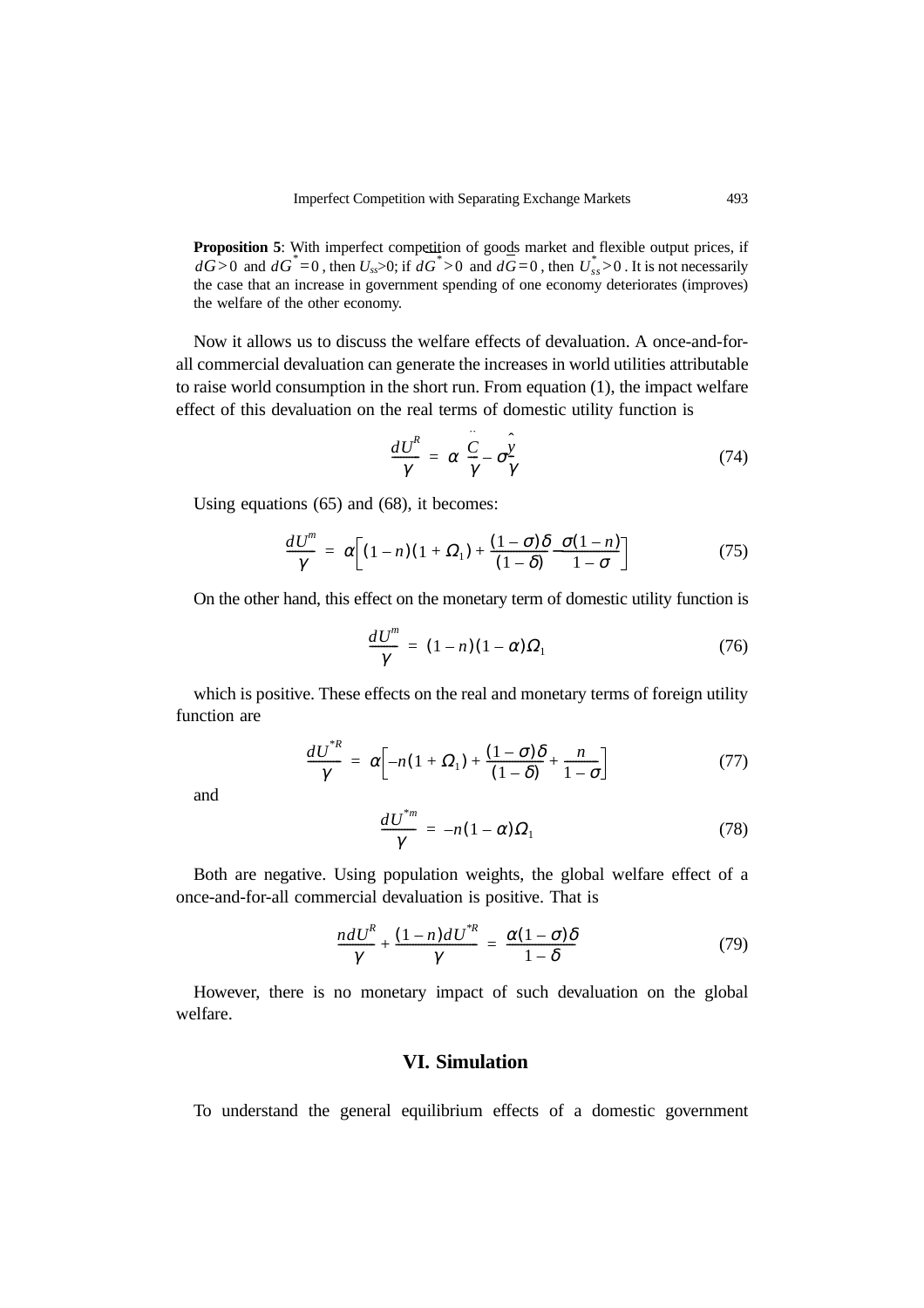**Proposition 5**: With imperfect competition of goods market and flexible output prices, if $dG > 0$ and $dG^* = 0$, then $U_{ss}$>0; if $dG^* > 0$ and $dG = 0$, then $U^*_{ss} > 0$. It is not necessarily the case that an increase in government spending of one economy deteriorates (improves) the welfare of the other economy.

Now it allows us to discuss the welfare effects of devaluation. A once-and-for-all commercial devaluation can generate the increases in world utilities attributable to raise world consumption in the short run. From equation (1), the impact welfare effect of this devaluation on the real terms of domestic utility function is

$$\frac{dU^R}{\gamma} = \alpha\frac{\ddot{C}}{\gamma} - \sigma\frac{\hat{y}}{\gamma} \tag{74}$$

Using equations (65) and (68), it becomes:

$$\frac{dU^m}{\gamma} = \alpha\left[(1-n)(1+\Omega_1) + \frac{(1-\sigma)\delta}{(1-\delta)} - \frac{\sigma(1-n)}{1-\sigma}\right] \tag{75}$$

On the other hand, this effect on the monetary term of domestic utility function is

$$\frac{dU^m}{\gamma} = (1-n)(1-\alpha)\Omega_1 \tag{76}$$

which is positive. These effects on the real and monetary terms of foreign utility function are

$$\frac{dU^{*R}}{\gamma} = \alpha\left[-n(1+\Omega_1) + \frac{(1-\sigma)\delta}{(1-\delta)} + \frac{n}{1-\sigma}\right] \tag{77}$$

and

$$\frac{dU^{*m}}{\gamma} = -n(1-\alpha)\Omega_1 \tag{78}$$

Both are negative. Using population weights, the global welfare effect of a once-and-for-all commercial devaluation is positive. That is

$$\frac{ndU^R}{\gamma} + \frac{(1-n)dU^{*R}}{\gamma} = \frac{\alpha(1-\sigma)\delta}{1-\delta} \tag{79}$$

However, there is no monetary impact of such devaluation on the global welfare.

## VI. Simulation

To understand the general equilibrium effects of a domestic government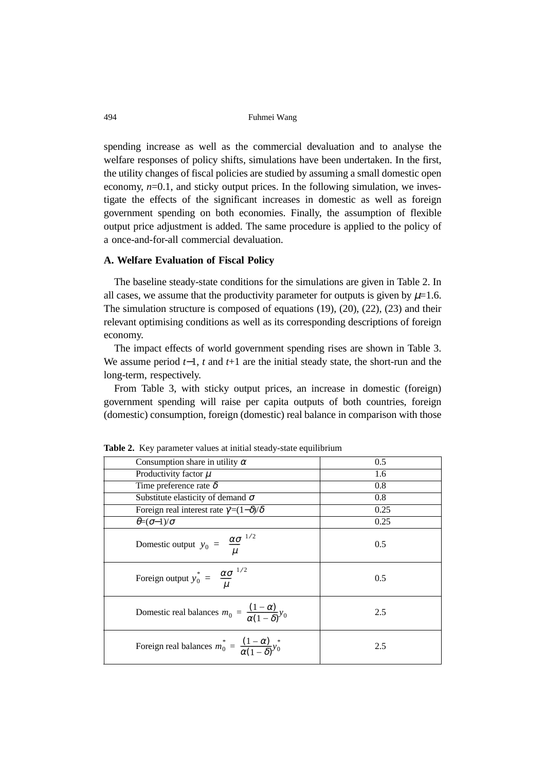spending increase as well as the commercial devaluation and to analyse the welfare responses of policy shifts, simulations have been undertaken. In the first, the utility changes of fiscal policies are studied by assuming a small domestic open economy, $n$=0.1, and sticky output prices. In the following simulation, we investigate the effects of the significant increases in domestic as well as foreign government spending on both economies. Finally, the assumption of flexible output price adjustment is added. The same procedure is applied to the policy of a once-and-for-all commercial devaluation.

### A. Welfare Evaluation of Fiscal Policy

The baseline steady-state conditions for the simulations are given in Table 2. In all cases, we assume that the productivity parameter for outputs is given by $\mu$=1.6. The simulation structure is composed of equations (19), (20), (22), (23) and their relevant optimising conditions as well as its corresponding descriptions of foreign economy.

The impact effects of world government spending rises are shown in Table 3. We assume period $t$−1, $t$ and $t$+1 are the initial steady state, the short-run and the long-term, respectively.

From Table 3, with sticky output prices, an increase in domestic (foreign) government spending will raise per capita outputs of both countries, foreign (domestic) consumption, foreign (domestic) real balance in comparison with those

**Table 2.** Key parameter values at initial steady-state equilibrium

| | |
|---|---|
| Consumption share in utility $\alpha$ | 0.5 |
| Productivity factor $\mu$ | 1.6 |
| Time preference rate $\delta$ | 0.8 |
| Substitute elasticity of demand $\sigma$ | 0.8 |
| Foreign real interest rate $\gamma=(1-\delta)/\delta$ | 0.25 |
| $\theta=(\sigma-1)/\sigma$ | 0.25 |
| Domestic output $y_0 = \left(\dfrac{\alpha\sigma}{\mu}\right)^{1/2}$ | 0.5 |
| Foreign output $y_0^* = \left(\dfrac{\alpha\sigma}{\mu}\right)^{1/2}$ | 0.5 |
| Domestic real balances $m_0 = \dfrac{(1-\alpha)}{\alpha(1-\delta)}y_0$ | 2.5 |
| Foreign real balances $m_0^* = \dfrac{(1-\alpha)}{\alpha(1-\delta)}y_0^*$ | 2.5 |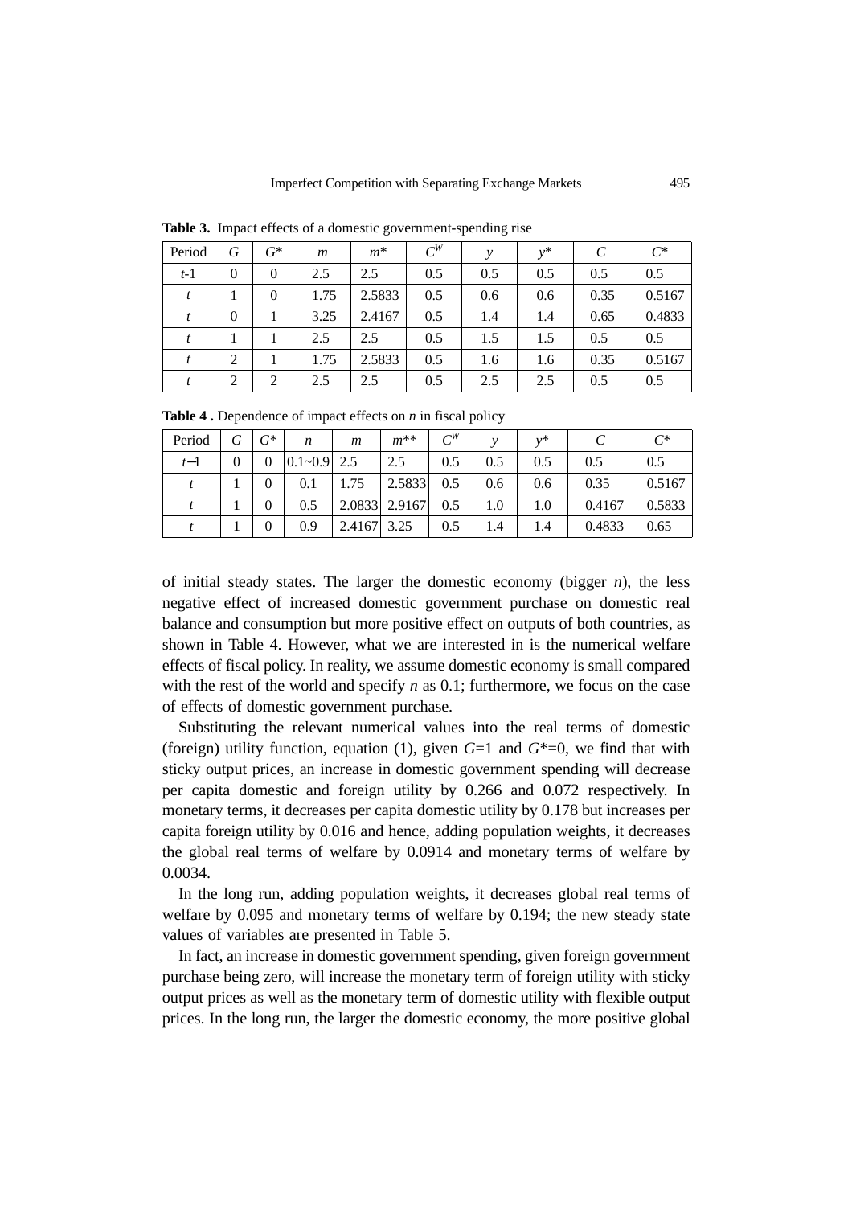**Table 3.** Impact effects of a domestic government-spending rise

| Period | $G$ | $G$* | $m$ | $m$* | $C^W$ | $y$ | $y$* | $C$ | $C$* |
|---|---|---|---|---|---|---|---|---|---|
| $t$-1 | 0 | 0 | 2.5 | 2.5 | 0.5 | 0.5 | 0.5 | 0.5 | 0.5 |
| $t$ | 1 | 0 | 1.75 | 2.5833 | 0.5 | 0.6 | 0.6 | 0.35 | 0.5167 |
| $t$ | 0 | 1 | 3.25 | 2.4167 | 0.5 | 1.4 | 1.4 | 0.65 | 0.4833 |
| $t$ | 1 | 1 | 2.5 | 2.5 | 0.5 | 1.5 | 1.5 | 0.5 | 0.5 |
| $t$ | 2 | 1 | 1.75 | 2.5833 | 0.5 | 1.6 | 1.6 | 0.35 | 0.5167 |
| $t$ | 2 | 2 | 2.5 | 2.5 | 0.5 | 2.5 | 2.5 | 0.5 | 0.5 |

**Table 4 .** Dependence of impact effects on $n$ in fiscal policy

| Period | $G$ | $G$* | $n$ | $m$ | $m$** | $C^W$ | $y$ | $y$* | $C$ | $C$* |
|---|---|---|---|---|---|---|---|---|---|---|
| $t$−1 | 0 | 0 | 0.1~0.9 | 2.5 | 2.5 | 0.5 | 0.5 | 0.5 | 0.5 | 0.5 |
| $t$ | 1 | 0 | 0.1 | 1.75 | 2.5833 | 0.5 | 0.6 | 0.6 | 0.35 | 0.5167 |
| $t$ | 1 | 0 | 0.5 | 2.0833 | 2.9167 | 0.5 | 1.0 | 1.0 | 0.4167 | 0.5833 |
| $t$ | 1 | 0 | 0.9 | 2.4167 | 3.25 | 0.5 | 1.4 | 1.4 | 0.4833 | 0.65 |

of initial steady states. The larger the domestic economy (bigger $n$), the less negative effect of increased domestic government purchase on domestic real balance and consumption but more positive effect on outputs of both countries, as shown in Table 4. However, what we are interested in is the numerical welfare effects of fiscal policy. In reality, we assume domestic economy is small compared with the rest of the world and specify $n$ as 0.1; furthermore, we focus on the case of effects of domestic government purchase.

Substituting the relevant numerical values into the real terms of domestic (foreign) utility function, equation (1), given $G$=1 and $G$*=0, we find that with sticky output prices, an increase in domestic government spending will decrease per capita domestic and foreign utility by 0.266 and 0.072 respectively. In monetary terms, it decreases per capita domestic utility by 0.178 but increases per capita foreign utility by 0.016 and hence, adding population weights, it decreases the global real terms of welfare by 0.0914 and monetary terms of welfare by 0.0034.

In the long run, adding population weights, it decreases global real terms of welfare by 0.095 and monetary terms of welfare by 0.194; the new steady state values of variables are presented in Table 5.

In fact, an increase in domestic government spending, given foreign government purchase being zero, will increase the monetary term of foreign utility with sticky output prices as well as the monetary term of domestic utility with flexible output prices. In the long run, the larger the domestic economy, the more positive global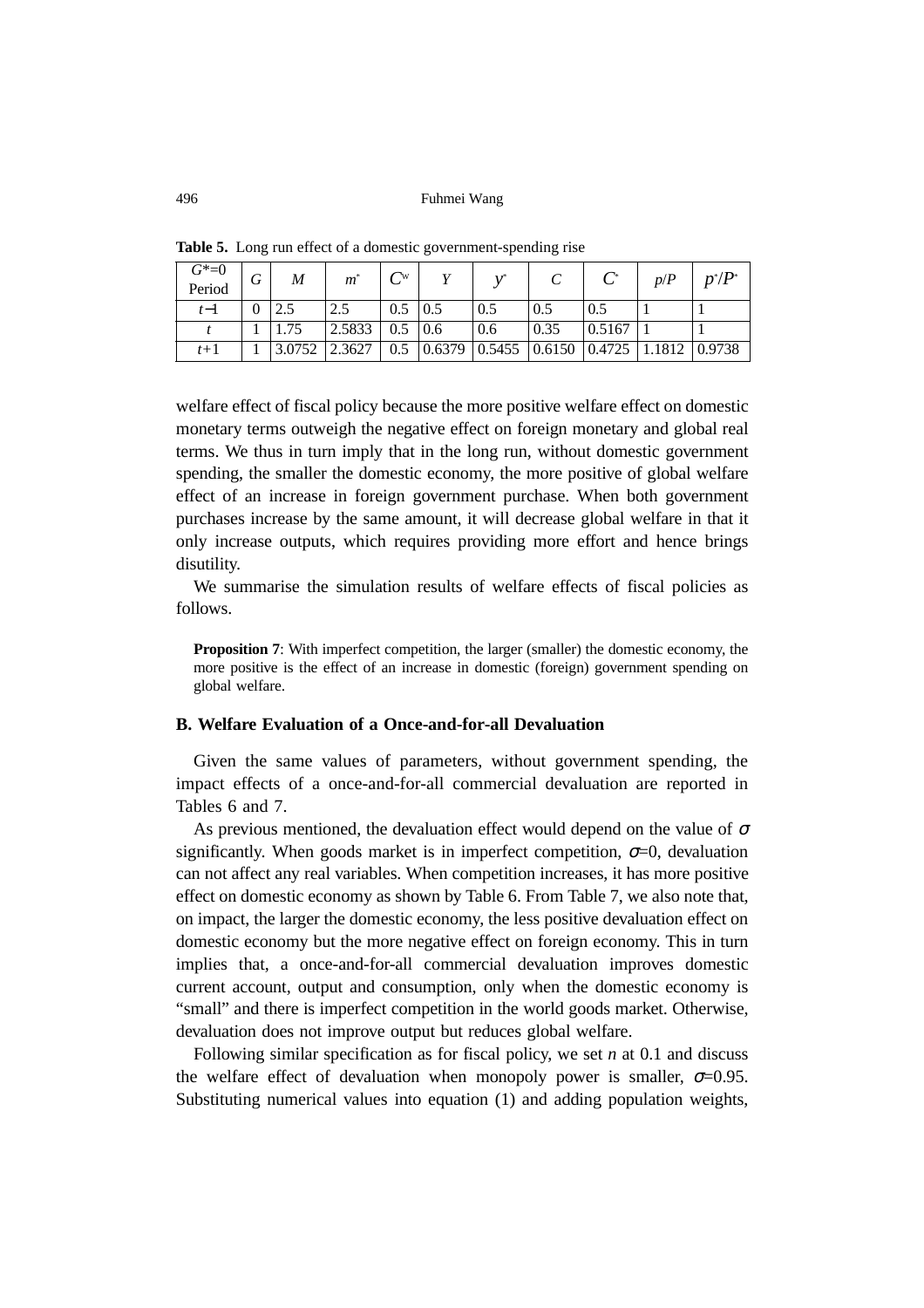**Table 5.** Long run effect of a domestic government-spending rise

| $G^*$=0 Period | $G$ | $M$ | $m^*$ | $C^w$ | $Y$ | $y^*$ | $C$ | $C^*$ | $p/P$ | $p^*/P^*$ |
|---|---|---|---|---|---|---|---|---|---|---|
| $t-1$ | 0 | 2.5 | 2.5 | 0.5 | 0.5 | 0.5 | 0.5 | 0.5 | 1 | 1 |
| $t$ | 1 | 1.75 | 2.5833 | 0.5 | 0.6 | 0.6 | 0.35 | 0.5167 | 1 | 1 |
| $t+1$ | 1 | 3.0752 | 2.3627 | 0.5 | 0.6379 | 0.5455 | 0.6150 | 0.4725 | 1.1812 | 0.9738 |

welfare effect of fiscal policy because the more positive welfare effect on domestic monetary terms outweigh the negative effect on foreign monetary and global real terms. We thus in turn imply that in the long run, without domestic government spending, the smaller the domestic economy, the more positive of global welfare effect of an increase in foreign government purchase. When both government purchases increase by the same amount, it will decrease global welfare in that it only increase outputs, which requires providing more effort and hence brings disutility.

We summarise the simulation results of welfare effects of fiscal policies as follows.

> **Proposition 7**: With imperfect competition, the larger (smaller) the domestic economy, the more positive is the effect of an increase in domestic (foreign) government spending on global welfare.

### B. Welfare Evaluation of a Once-and-for-all Devaluation

Given the same values of parameters, without government spending, the impact effects of a once-and-for-all commercial devaluation are reported in Tables 6 and 7.

As previous mentioned, the devaluation effect would depend on the value of $\sigma$ significantly. When goods market is in imperfect competition, $\sigma$=0, devaluation can not affect any real variables. When competition increases, it has more positive effect on domestic economy as shown by Table 6. From Table 7, we also note that, on impact, the larger the domestic economy, the less positive devaluation effect on domestic economy but the more negative effect on foreign economy. This in turn implies that, a once-and-for-all commercial devaluation improves domestic current account, output and consumption, only when the domestic economy is "small" and there is imperfect competition in the world goods market. Otherwise, devaluation does not improve output but reduces global welfare.

Following similar specification as for fiscal policy, we set $n$ at 0.1 and discuss the welfare effect of devaluation when monopoly power is smaller, $\sigma$=0.95. Substituting numerical values into equation (1) and adding population weights,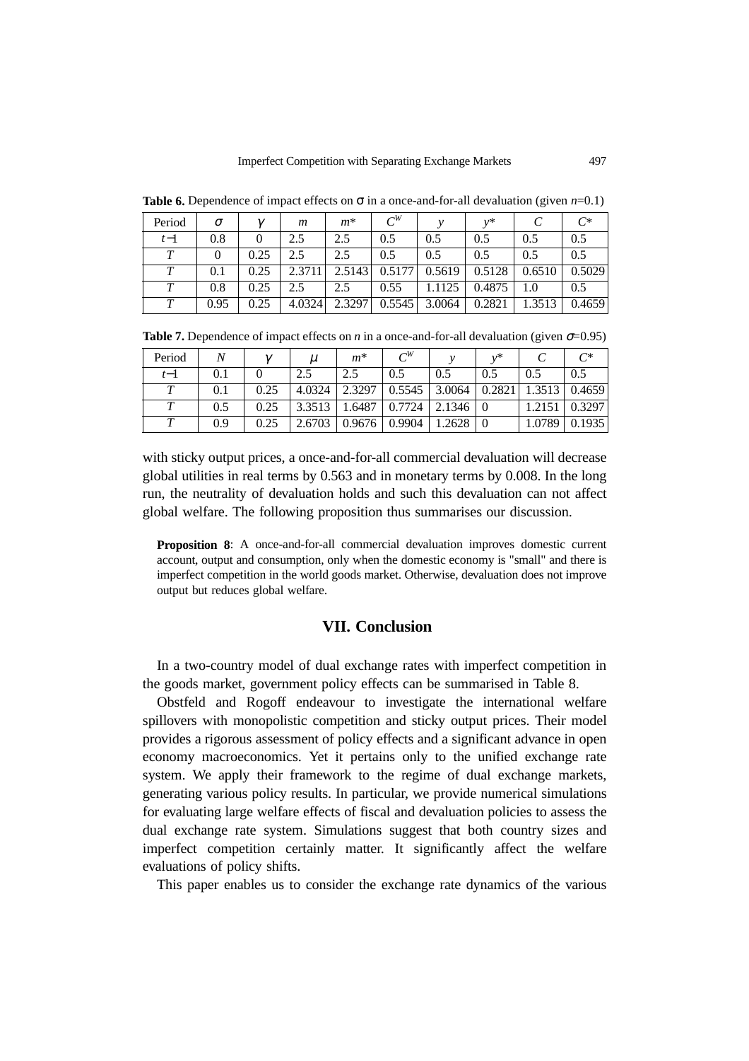**Table 6.** Dependence of impact effects on σ in a once-and-for-all devaluation (given $n$=0.1)

| Period | $\sigma$ | $\gamma$ | $m$ | $m$* | $C^W$ | $y$ | $y$* | $C$ | $C$* |
|---|---|---|---|---|---|---|---|---|---|
| $t-1$ | 0.8 | 0 | 2.5 | 2.5 | 0.5 | 0.5 | 0.5 | 0.5 | 0.5 |
| $T$ | 0 | 0.25 | 2.5 | 2.5 | 0.5 | 0.5 | 0.5 | 0.5 | 0.5 |
| $T$ | 0.1 | 0.25 | 2.3711 | 2.5143 | 0.5177 | 0.5619 | 0.5128 | 0.6510 | 0.5029 |
| $T$ | 0.8 | 0.25 | 2.5 | 2.5 | 0.55 | 1.1125 | 0.4875 | 1.0 | 0.5 |
| $T$ | 0.95 | 0.25 | 4.0324 | 2.3297 | 0.5545 | 3.0064 | 0.2821 | 1.3513 | 0.4659 |

**Table 7.** Dependence of impact effects on $n$ in a once-and-for-all devaluation (given $\sigma$=0.95)

| Period | $N$ | $\gamma$ | $\mu$ | $m$* | $C^W$ | $y$ | $y$* | $C$ | $C$* |
|---|---|---|---|---|---|---|---|---|---|
| $t-1$ | 0.1 | 0 | 2.5 | 2.5 | 0.5 | 0.5 | 0.5 | 0.5 | 0.5 |
| $T$ | 0.1 | 0.25 | 4.0324 | 2.3297 | 0.5545 | 3.0064 | 0.2821 | 1.3513 | 0.4659 |
| $T$ | 0.5 | 0.25 | 3.3513 | 1.6487 | 0.7724 | 2.1346 | 0 | 1.2151 | 0.3297 |
| $T$ | 0.9 | 0.25 | 2.6703 | 0.9676 | 0.9904 | 1.2628 | 0 | 1.0789 | 0.1935 |

with sticky output prices, a once-and-for-all commercial devaluation will decrease global utilities in real terms by 0.563 and in monetary terms by 0.008. In the long run, the neutrality of devaluation holds and such this devaluation can not affect global welfare. The following proposition thus summarises our discussion.

**Proposition 8**: A once-and-for-all commercial devaluation improves domestic current account, output and consumption, only when the domestic economy is "small" and there is imperfect competition in the world goods market. Otherwise, devaluation does not improve output but reduces global welfare.

## VII. Conclusion

In a two-country model of dual exchange rates with imperfect competition in the goods market, government policy effects can be summarised in Table 8.

Obstfeld and Rogoff endeavour to investigate the international welfare spillovers with monopolistic competition and sticky output prices. Their model provides a rigorous assessment of policy effects and a significant advance in open economy macroeconomics. Yet it pertains only to the unified exchange rate system. We apply their framework to the regime of dual exchange markets, generating various policy results. In particular, we provide numerical simulations for evaluating large welfare effects of fiscal and devaluation policies to assess the dual exchange rate system. Simulations suggest that both country sizes and imperfect competition certainly matter. It significantly affect the welfare evaluations of policy shifts.

This paper enables us to consider the exchange rate dynamics of the various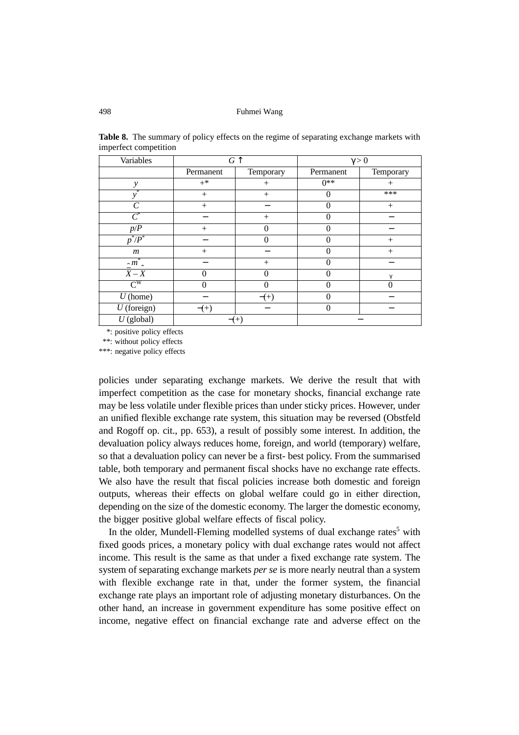**Table 8.** The summary of policy effects on the regime of separating exchange markets with imperfect competition

| Variables | $G\uparrow$ | | $\gamma > 0$ | |
|---|---|---|---|---|
| | Permanent | Temporary | Permanent | Temporary |
| $y$ | +* | + | 0** | + |
| $y^*$ | + | + | 0 | *** |
| $C$ | + | − | 0 | + |
| $C^*$ | − | + | 0 | − |
| $p/P$ | + | 0 | 0 | − |
| $p^*/P^*$ | − | 0 | 0 | + |
| $m$ | + | − | 0 | + |
| $\hat{m}^*$ | − | + | 0 | − |
| $\bar{X} - X$ | 0 | 0 | 0 | $\gamma$ |
| $C^W$ | 0 | 0 | 0 | 0 |
| $U$ (home) | − | −(+) | 0 | − |
| $U$ (foreign) | −(+) | − | 0 | − |
| $U$ (global) | −(+) | | − | |

*: positive policy effects

**: without policy effects

***: negative policy effects

policies under separating exchange markets. We derive the result that with imperfect competition as the case for monetary shocks, financial exchange rate may be less volatile under flexible prices than under sticky prices. However, under an unified flexible exchange rate system, this situation may be reversed (Obstfeld and Rogoff op. cit., pp. 653), a result of possibly some interest. In addition, the devaluation policy always reduces home, foreign, and world (temporary) welfare, so that a devaluation policy can never be a first- best policy. From the summarised table, both temporary and permanent fiscal shocks have no exchange rate effects. We also have the result that fiscal policies increase both domestic and foreign outputs, whereas their effects on global welfare could go in either direction, depending on the size of the domestic economy. The larger the domestic economy, the bigger positive global welfare effects of fiscal policy.

In the older, Mundell-Fleming modelled systems of dual exchange rates[5] with fixed goods prices, a monetary policy with dual exchange rates would not affect income. This result is the same as that under a fixed exchange rate system. The system of separating exchange markets *per se* is more nearly neutral than a system with flexible exchange rate in that, under the former system, the financial exchange rate plays an important role of adjusting monetary disturbances. On the other hand, an increase in government expenditure has some positive effect on income, negative effect on financial exchange rate and adverse effect on the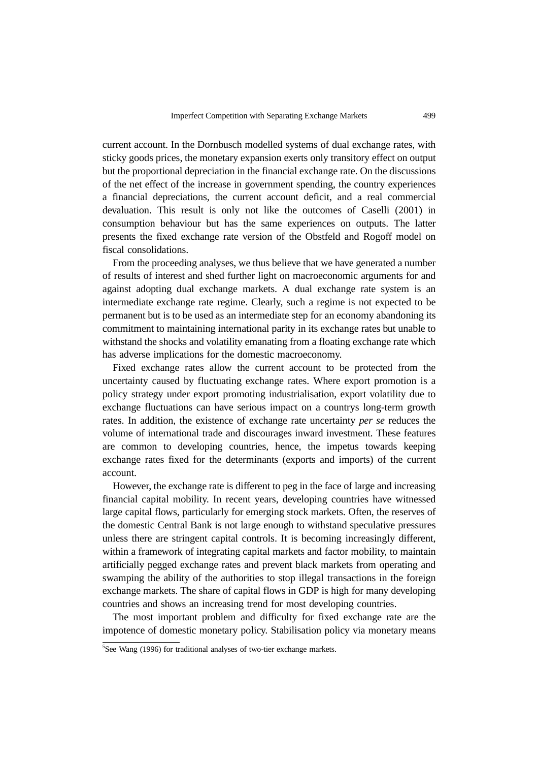current account. In the Dornbusch modelled systems of dual exchange rates, with sticky goods prices, the monetary expansion exerts only transitory effect on output but the proportional depreciation in the financial exchange rate. On the discussions of the net effect of the increase in government spending, the country experiences a financial depreciations, the current account deficit, and a real commercial devaluation. This result is only not like the outcomes of Caselli (2001) in consumption behaviour but has the same experiences on outputs. The latter presents the fixed exchange rate version of the Obstfeld and Rogoff model on fiscal consolidations.

From the proceeding analyses, we thus believe that we have generated a number of results of interest and shed further light on macroeconomic arguments for and against adopting dual exchange markets. A dual exchange rate system is an intermediate exchange rate regime. Clearly, such a regime is not expected to be permanent but is to be used as an intermediate step for an economy abandoning its commitment to maintaining international parity in its exchange rates but unable to withstand the shocks and volatility emanating from a floating exchange rate which has adverse implications for the domestic macroeconomy.

Fixed exchange rates allow the current account to be protected from the uncertainty caused by fluctuating exchange rates. Where export promotion is a policy strategy under export promoting industrialisation, export volatility due to exchange fluctuations can have serious impact on a countrys long-term growth rates. In addition, the existence of exchange rate uncertainty *per se* reduces the volume of international trade and discourages inward investment. These features are common to developing countries, hence, the impetus towards keeping exchange rates fixed for the determinants (exports and imports) of the current account.

However, the exchange rate is different to peg in the face of large and increasing financial capital mobility. In recent years, developing countries have witnessed large capital flows, particularly for emerging stock markets. Often, the reserves of the domestic Central Bank is not large enough to withstand speculative pressures unless there are stringent capital controls. It is becoming increasingly different, within a framework of integrating capital markets and factor mobility, to maintain artificially pegged exchange rates and prevent black markets from operating and swamping the ability of the authorities to stop illegal transactions in the foreign exchange markets. The share of capital flows in GDP is high for many developing countries and shows an increasing trend for most developing countries.

The most important problem and difficulty for fixed exchange rate are the impotence of domestic monetary policy. Stabilisation policy via monetary means

---

[5]See Wang (1996) for traditional analyses of two-tier exchange markets.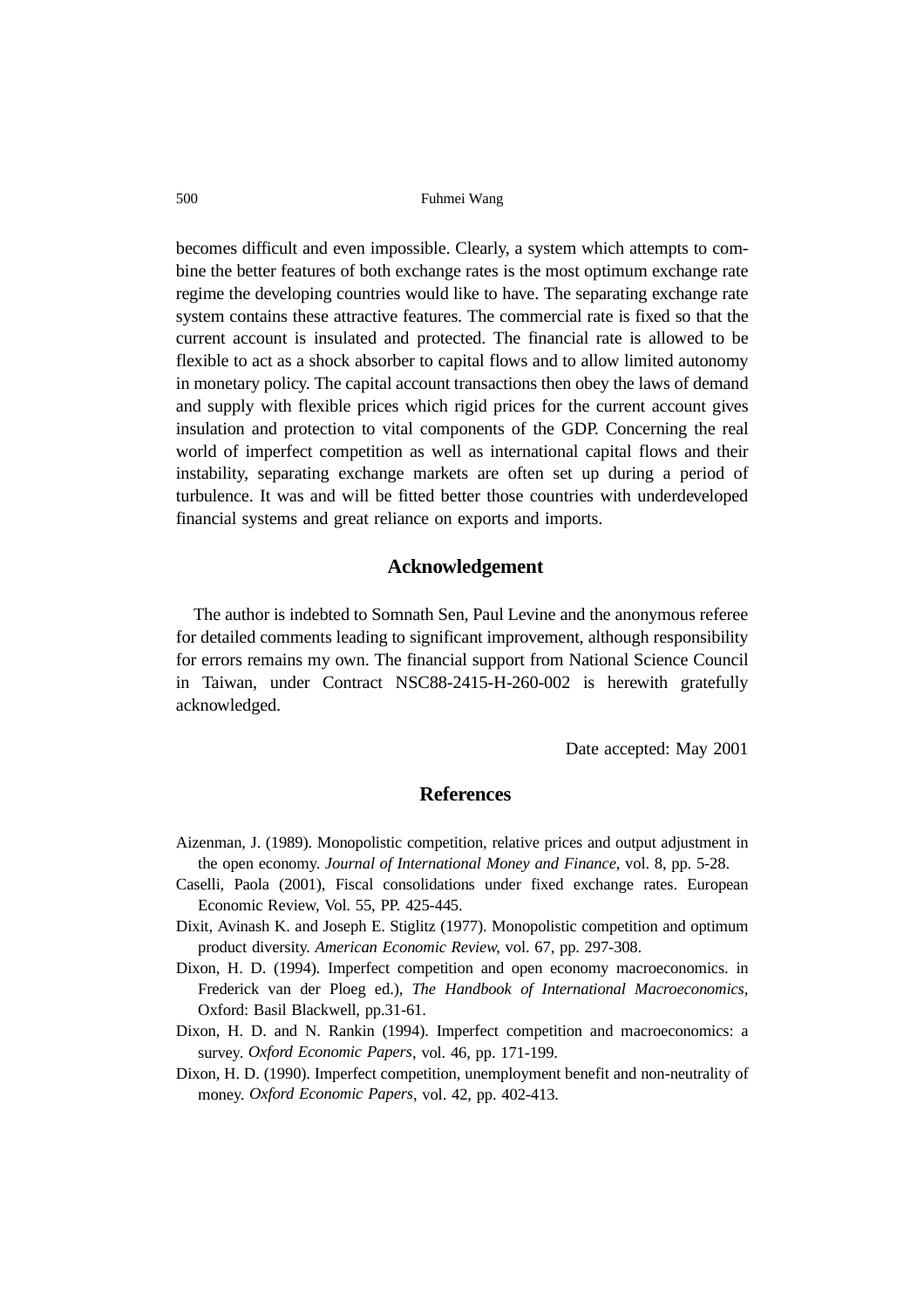becomes difficult and even impossible. Clearly, a system which attempts to combine the better features of both exchange rates is the most optimum exchange rate regime the developing countries would like to have. The separating exchange rate system contains these attractive features. The commercial rate is fixed so that the current account is insulated and protected. The financial rate is allowed to be flexible to act as a shock absorber to capital flows and to allow limited autonomy in monetary policy. The capital account transactions then obey the laws of demand and supply with flexible prices which rigid prices for the current account gives insulation and protection to vital components of the GDP. Concerning the real world of imperfect competition as well as international capital flows and their instability, separating exchange markets are often set up during a period of turbulence. It was and will be fitted better those countries with underdeveloped financial systems and great reliance on exports and imports.

## Acknowledgement

The author is indebted to Somnath Sen, Paul Levine and the anonymous referee for detailed comments leading to significant improvement, although responsibility for errors remains my own. The financial support from National Science Council in Taiwan, under Contract NSC88-2415-H-260-002 is herewith gratefully acknowledged.

Date accepted: May 2001

## References

Aizenman, J. (1989). Monopolistic competition, relative prices and output adjustment in the open economy. *Journal of International Money and Finance*, vol. 8, pp. 5-28.

Caselli, Paola (2001), Fiscal consolidations under fixed exchange rates. European Economic Review, Vol. 55, PP. 425-445.

Dixit, Avinash K. and Joseph E. Stiglitz (1977). Monopolistic competition and optimum product diversity. *American Economic Review*, vol. 67, pp. 297-308.

Dixon, H. D. (1994). Imperfect competition and open economy macroeconomics. in Frederick van der Ploeg ed.), *The Handbook of International Macroeconomics*, Oxford: Basil Blackwell, pp.31-61.

Dixon, H. D. and N. Rankin (1994). Imperfect competition and macroeconomics: a survey. *Oxford Economic Papers*, vol. 46, pp. 171-199.

Dixon, H. D. (1990). Imperfect competition, unemployment benefit and non-neutrality of money. *Oxford Economic Papers*, vol. 42, pp. 402-413.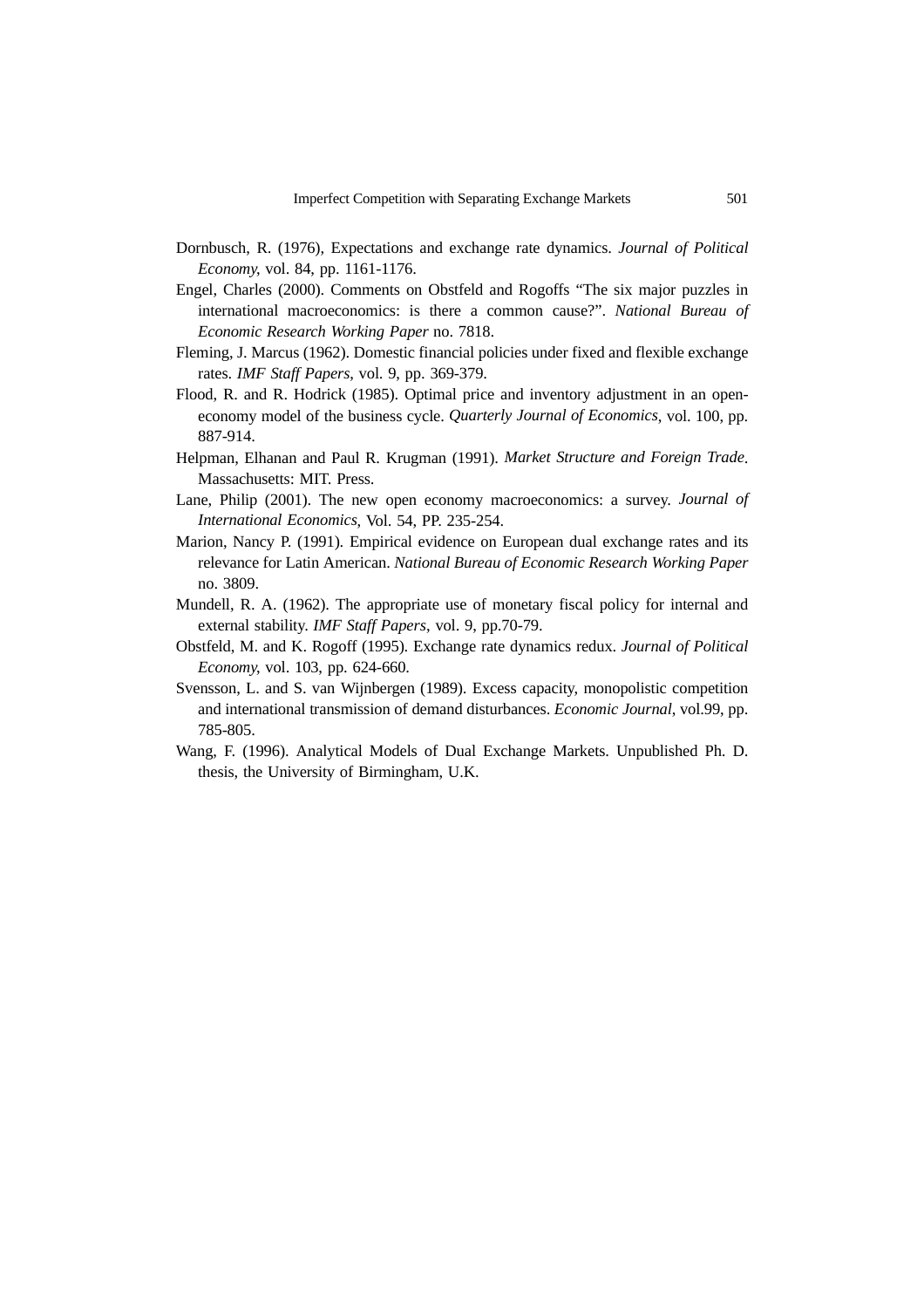Dornbusch, R. (1976), Expectations and exchange rate dynamics. *Journal of Political Economy*, vol. 84, pp. 1161-1176.

Engel, Charles (2000). Comments on Obstfeld and Rogoffs "The six major puzzles in international macroeconomics: is there a common cause?". *National Bureau of Economic Research Working Paper* no. 7818.

Fleming, J. Marcus (1962). Domestic financial policies under fixed and flexible exchange rates. *IMF Staff Papers*, vol. 9, pp. 369-379.

Flood, R. and R. Hodrick (1985). Optimal price and inventory adjustment in an open-economy model of the business cycle. *Quarterly Journal of Economics*, vol. 100, pp. 887-914.

Helpman, Elhanan and Paul R. Krugman (1991). *Market Structure and Foreign Trade*. Massachusetts: MIT. Press.

Lane, Philip (2001). The new open economy macroeconomics: a survey. *Journal of International Economics*, Vol. 54, PP. 235-254.

Marion, Nancy P. (1991). Empirical evidence on European dual exchange rates and its relevance for Latin American. *National Bureau of Economic Research Working Paper* no. 3809.

Mundell, R. A. (1962). The appropriate use of monetary fiscal policy for internal and external stability. *IMF Staff Papers*, vol. 9, pp.70-79.

Obstfeld, M. and K. Rogoff (1995). Exchange rate dynamics redux. *Journal of Political Economy*, vol. 103, pp. 624-660.

Svensson, L. and S. van Wijnbergen (1989). Excess capacity, monopolistic competition and international transmission of demand disturbances. *Economic Journal*, vol.99, pp. 785-805.

Wang, F. (1996). Analytical Models of Dual Exchange Markets. Unpublished Ph. D. thesis, the University of Birmingham, U.K.